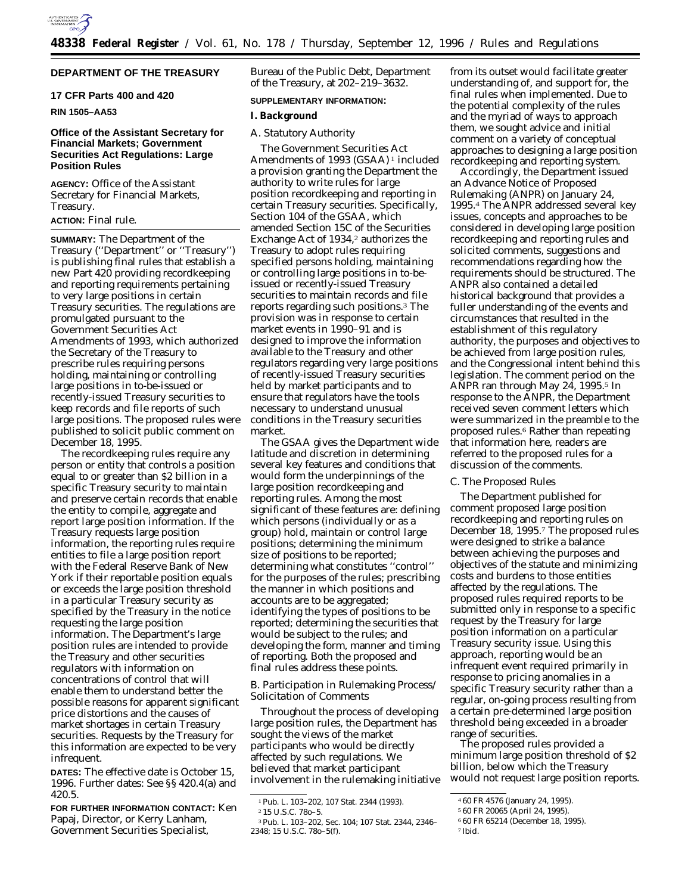**DEPARTMENT OF THE TREASURY**

**17 CFR Parts 400 and 420**

**RIN 1505–AA53**

## Office of the Assistant Secretary for Financial Markets; Government Securities Act Regulations: Large Position Rules

**AGENCY:** Office of the Assistant Secretary for Financial Markets, Treasury.

**ACTION:** Final rule.

**SUMMARY:** The Department of the Treasury (''Department'' or ''Treasury'') is publishing final rules that establish a new Part 420 providing recordkeeping and reporting requirements pertaining to very large positions in certain Treasury securities. The regulations are promulgated pursuant to the Government Securities Act Amendments of 1993, which authorized the Secretary of the Treasury to prescribe rules requiring persons holding, maintaining or controlling large positions in to-be-issued or recently-issued Treasury securities to keep records and file reports of such large positions. The proposed rules were published to solicit public comment on December 18, 1995.

The recordkeeping rules require any person or entity that controls a position equal to or greater than $2 billion in a specific Treasury security to maintain and preserve certain records that enable the entity to compile, aggregate and report large position information. If the Treasury requests large position information, the reporting rules require entities to file a large position report with the Federal Reserve Bank of New York if their reportable position equals or exceeds the large position threshold in a particular Treasury security as specified by the Treasury in the notice requesting the large position information. The Department's large position rules are intended to provide the Treasury and other securities regulators with information on concentrations of control that will enable them to understand better the possible reasons for apparent significant price distortions and the causes of market shortages in certain Treasury securities. Requests by the Treasury for this information are expected to be very infrequent.

**DATES:** The effective date is October 15, 1996. Further dates: See §§ 420.4(a) and 420.5.

**FOR FURTHER INFORMATION CONTACT:** Ken Papaj, Director, or Kerry Lanham, Government Securities Specialist, Bureau of the Public Debt, Department of the Treasury, at 202–219–3632.

**SUPPLEMENTARY INFORMATION:**

### I. Background

*A. Statutory Authority*

The Government Securities Act Amendments of 1993 (GSAA) [1] included a provision granting the Department the authority to write rules for large position recordkeeping and reporting in certain Treasury securities. Specifically, Section 104 of the GSAA, which amended Section 15C of the Securities Exchange Act of 1934,[2] authorizes the Treasury to adopt rules requiring specified persons holding, maintaining or controlling large positions in to-be-issued or recently-issued Treasury securities to maintain records and file reports regarding such positions.[3] The provision was in response to certain market events in 1990–91 and is designed to improve the information available to the Treasury and other regulators regarding very large positions of recently-issued Treasury securities held by market participants and to ensure that regulators have the tools necessary to understand unusual conditions in the Treasury securities market.

The GSAA gives the Department wide latitude and discretion in determining several key features and conditions that would form the underpinnings of the large position recordkeeping and reporting rules. Among the most significant of these features are: defining which persons (individually or as a group) hold, maintain or control large positions; determining the minimum size of positions to be reported; determining what constitutes ''control'' for the purposes of the rules; prescribing the manner in which positions and accounts are to be aggregated; identifying the types of positions to be reported; determining the securities that would be subject to the rules; and developing the form, manner and timing of reporting. Both the proposed and final rules address these points.

*B. Participation in Rulemaking Process/Solicitation of Comments*

Throughout the process of developing large position rules, the Department has sought the views of the market participants who would be directly affected by such regulations. We believed that market participant involvement in the rulemaking initiative from its outset would facilitate greater understanding of, and support for, the final rules when implemented. Due to the potential complexity of the rules and the myriad of ways to approach them, we sought advice and initial comment on a variety of conceptual approaches to designing a large position recordkeeping and reporting system.

Accordingly, the Department issued an Advance Notice of Proposed Rulemaking (ANPR) on January 24, 1995.[4] The ANPR addressed several key issues, concepts and approaches to be considered in developing large position recordkeeping and reporting rules and solicited comments, suggestions and recommendations regarding how the requirements should be structured. The ANPR also contained a detailed historical background that provides a fuller understanding of the events and circumstances that resulted in the establishment of this regulatory authority, the purposes and objectives to be achieved from large position rules, and the Congressional intent behind this legislation. The comment period on the ANPR ran through May 24, 1995.[5] In response to the ANPR, the Department received seven comment letters which were summarized in the preamble to the proposed rules.[6] Rather than repeating that information here, readers are referred to the proposed rules for a discussion of the comments.

*C. The Proposed Rules*

The Department published for comment proposed large position recordkeeping and reporting rules on December 18, 1995.[7] The proposed rules were designed to strike a balance between achieving the purposes and objectives of the statute and minimizing costs and burdens to those entities affected by the regulations. The proposed rules required reports to be submitted only in response to a specific request by the Treasury for large position information on a particular Treasury security issue. Using this approach, reporting would be an infrequent event required primarily in response to pricing anomalies in a specific Treasury security rather than a regular, on-going process resulting from a certain pre-determined large position threshold being exceeded in a broader range of securities.

The proposed rules provided a minimum large position threshold of $2 billion, below which the Treasury would not request large position reports.

---

[1] Pub. L. 103–202, 107 Stat. 2344 (1993).

[2] 15 U.S.C. 78o–5.

[3] Pub. L. 103–202, Sec. 104; 107 Stat. 2344, 2346–2348; 15 U.S.C. 78o–5(f).

[4] 60 FR 4576 (January 24, 1995).

[5] 60 FR 20065 (April 24, 1995).

[6] 60 FR 65214 (December 18, 1995).

[7] Ibid.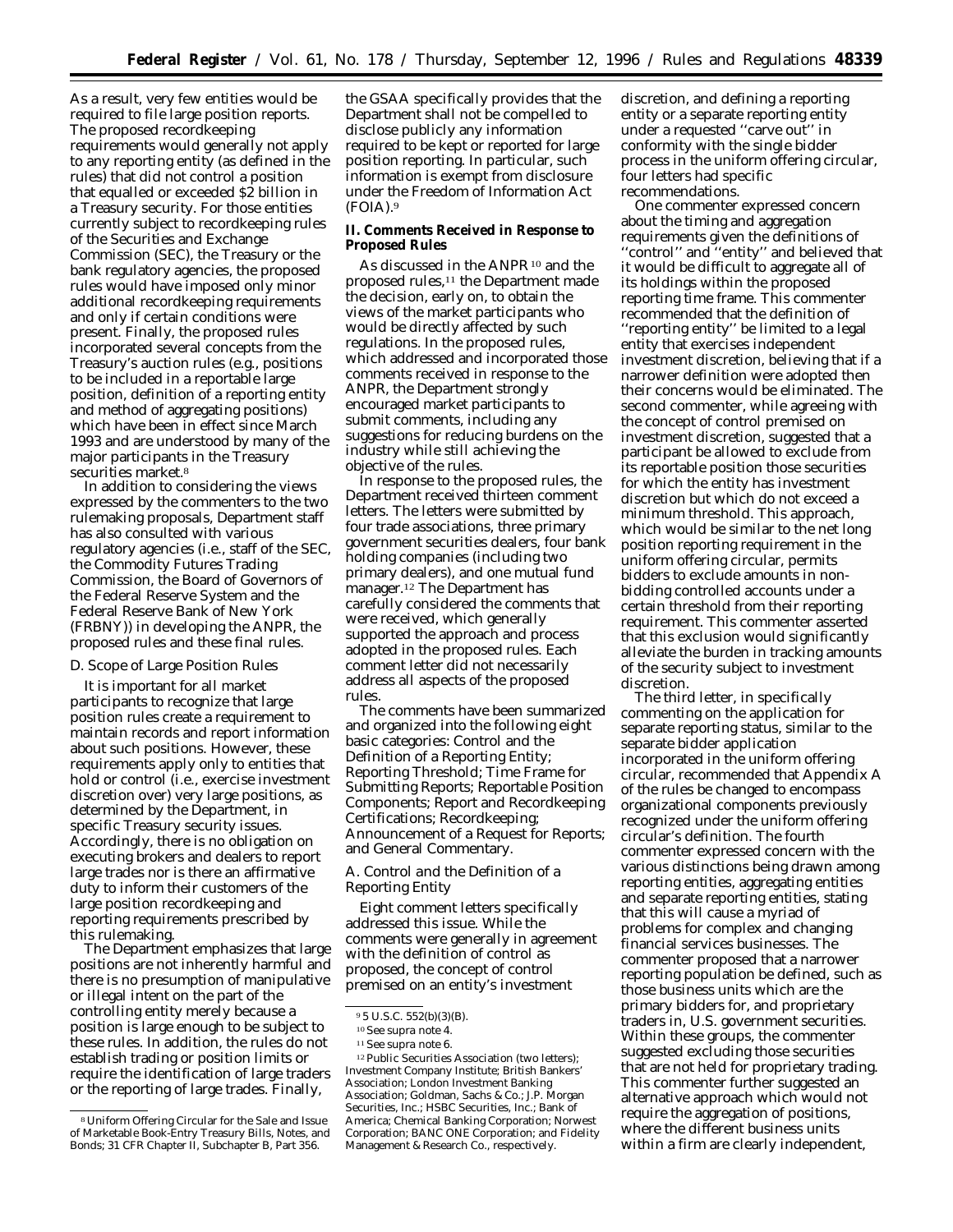As a result, very few entities would be required to file large position reports. The proposed recordkeeping requirements would generally not apply to any reporting entity (as defined in the rules) that did not control a position that equalled or exceeded $2 billion in a Treasury security. For those entities currently subject to recordkeeping rules of the Securities and Exchange Commission (SEC), the Treasury or the bank regulatory agencies, the proposed rules would have imposed only minor additional recordkeeping requirements and only if certain conditions were present. Finally, the proposed rules incorporated several concepts from the Treasury's auction rules (e.g., positions to be included in a reportable large position, definition of a reporting entity and method of aggregating positions) which have been in effect since March 1993 and are understood by many of the major participants in the Treasury securities market.[8]

In addition to considering the views expressed by the commenters to the two rulemaking proposals, Department staff has also consulted with various regulatory agencies (i.e., staff of the SEC, the Commodity Futures Trading Commission, the Board of Governors of the Federal Reserve System and the Federal Reserve Bank of New York (FRBNY)) in developing the ANPR, the proposed rules and these final rules.

*D. Scope of Large Position Rules*

It is important for all market participants to recognize that large position rules create a requirement to maintain records and report information about such positions. However, these requirements apply only to entities that hold or control (i.e., exercise investment discretion over) very large positions, as determined by the Department, in specific Treasury security issues. Accordingly, there is no obligation on executing brokers and dealers to report large trades nor is there an affirmative duty to inform their customers of the large position recordkeeping and reporting requirements prescribed by this rulemaking.

The Department emphasizes that large positions are not inherently harmful and there is no presumption of manipulative or illegal intent on the part of the controlling entity merely because a position is large enough to be subject to these rules. In addition, the rules do not establish trading or position limits or require the identification of large traders or the reporting of large trades. Finally, the GSAA specifically provides that the Department shall not be compelled to disclose publicly any information required to be kept or reported for large position reporting. In particular, such information is exempt from disclosure under the Freedom of Information Act (FOIA).[9]

## II. Comments Received in Response to Proposed Rules

As discussed in the ANPR[10] and the proposed rules,[11] the Department made the decision, early on, to obtain the views of the market participants who would be directly affected by such regulations. In the proposed rules, which addressed and incorporated those comments received in response to the ANPR, the Department strongly encouraged market participants to submit comments, including any suggestions for reducing burdens on the industry while still achieving the objective of the rules.

In response to the proposed rules, the Department received thirteen comment letters. The letters were submitted by four trade associations, three primary government securities dealers, four bank holding companies (including two primary dealers), and one mutual fund manager.[12] The Department has carefully considered the comments that were received, which generally supported the approach and process adopted in the proposed rules. Each comment letter did not necessarily address all aspects of the proposed rules.

The comments have been summarized and organized into the following eight basic categories: Control and the Definition of a Reporting Entity; Reporting Threshold; Time Frame for Submitting Reports; Reportable Position Components; Report and Recordkeeping Certifications; Recordkeeping; Announcement of a Request for Reports; and General Commentary.

*A. Control and the Definition of a Reporting Entity*

Eight comment letters specifically addressed this issue. While the comments were generally in agreement with the definition of control as proposed, the concept of control premised on an entity's investment discretion, and defining a reporting entity or a separate reporting entity under a requested "carve out" in conformity with the single bidder process in the uniform offering circular, four letters had specific recommendations.

One commenter expressed concern about the timing and aggregation requirements given the definitions of "control" and "entity" and believed that it would be difficult to aggregate all of its holdings within the proposed reporting time frame. This commenter recommended that the definition of "reporting entity" be limited to a legal entity that exercises independent investment discretion, believing that if a narrower definition were adopted then their concerns would be eliminated. The second commenter, while agreeing with the concept of control premised on investment discretion, suggested that a participant be allowed to exclude from its reportable position those securities for which the entity has investment discretion but which do not exceed a minimum threshold. This approach, which would be similar to the net long position reporting requirement in the uniform offering circular, permits bidders to exclude amounts in non-bidding controlled accounts under a certain threshold from their reporting requirement. This commenter asserted that this exclusion would significantly alleviate the burden in tracking amounts of the security subject to investment discretion.

The third letter, in specifically commenting on the application for separate reporting status, similar to the separate bidder application incorporated in the uniform offering circular, recommended that Appendix A of the rules be changed to encompass organizational components previously recognized under the uniform offering circular's definition. The fourth commenter expressed concern with the various distinctions being drawn among reporting entities, aggregating entities and separate reporting entities, stating that this will cause a myriad of problems for complex and changing financial services businesses. The commenter proposed that a narrower reporting population be defined, such as those business units which are the primary bidders for, and proprietary traders in, U.S. government securities. Within these groups, the commenter suggested excluding those securities that are not held for proprietary trading. This commenter further suggested an alternative approach which would not require the aggregation of positions, where the different business units within a firm are clearly independent,

---

[8] Uniform Offering Circular for the Sale and Issue of Marketable Book-Entry Treasury Bills, Notes, and Bonds; 31 CFR Chapter II, Subchapter B, Part 356.

[9] 5 U.S.C. 552(b)(3)(B).

[10] See supra note 4.

[11] See supra note 6.

[12] Public Securities Association (two letters); Investment Company Institute; British Bankers' Association; London Investment Banking Association; Goldman, Sachs & Co.; J.P. Morgan Securities, Inc.; HSBC Securities, Inc.; Bank of America; Chemical Banking Corporation; Norwest Corporation; BANC ONE Corporation; and Fidelity Management & Research Co., respectively.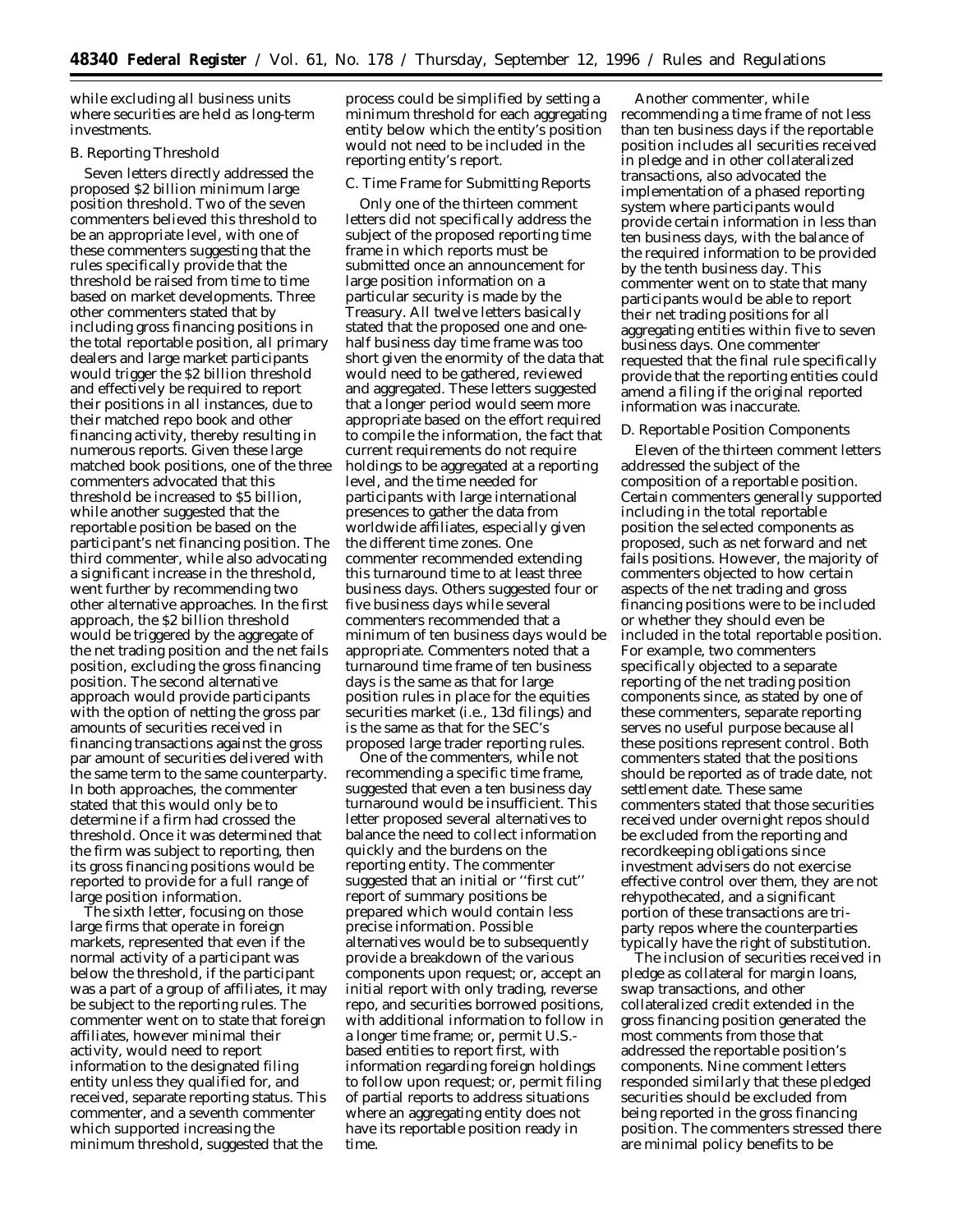while excluding all business units where securities are held as long-term investments.

### B. Reporting Threshold

Seven letters directly addressed the proposed $2 billion minimum large position threshold. Two of the seven commenters believed this threshold to be an appropriate level, with one of these commenters suggesting that the rules specifically provide that the threshold be raised from time to time based on market developments. Three other commenters stated that by including gross financing positions in the total reportable position, all primary dealers and large market participants would trigger the $2 billion threshold and effectively be required to report their positions in all instances, due to their matched repo book and other financing activity, thereby resulting in numerous reports. Given these large matched book positions, one of the three commenters advocated that this threshold be increased to $5 billion, while another suggested that the reportable position be based on the participant's net financing position. The third commenter, while also advocating a significant increase in the threshold, went further by recommending two other alternative approaches. In the first approach, the $2 billion threshold would be triggered by the aggregate of the net trading position and the net fails position, excluding the gross financing position. The second alternative approach would provide participants with the option of netting the gross par amounts of securities received in financing transactions against the gross par amount of securities delivered with the same term to the same counterparty. In both approaches, the commenter stated that this would only be to determine if a firm had crossed the threshold. Once it was determined that the firm was subject to reporting, then its gross financing positions would be reported to provide for a full range of large position information.

The sixth letter, focusing on those large firms that operate in foreign markets, represented that even if the normal activity of a participant was below the threshold, if the participant was a part of a group of affiliates, it may be subject to the reporting rules. The commenter went on to state that foreign affiliates, however minimal their activity, would need to report information to the designated filing entity unless they qualified for, and received, separate reporting status. This commenter, and a seventh commenter which supported increasing the minimum threshold, suggested that the process could be simplified by setting a minimum threshold for each aggregating entity below which the entity's position would not need to be included in the reporting entity's report.

### C. Time Frame for Submitting Reports

Only one of the thirteen comment letters did not specifically address the subject of the proposed reporting time frame in which reports must be submitted once an announcement for large position information on a particular security is made by the Treasury. All twelve letters basically stated that the proposed one and one-half business day time frame was too short given the enormity of the data that would need to be gathered, reviewed and aggregated. These letters suggested that a longer period would seem more appropriate based on the effort required to compile the information, the fact that current requirements do not require holdings to be aggregated at a reporting level, and the time needed for participants with large international presences to gather the data from worldwide affiliates, especially given the different time zones. One commenter recommended extending this turnaround time to at least three business days. Others suggested four or five business days while several commenters recommended that a minimum of ten business days would be appropriate. Commenters noted that a turnaround time frame of ten business days is the same as that for large position rules in place for the equities securities market (i.e., 13d filings) and is the same as that for the SEC's proposed large trader reporting rules.

One of the commenters, while not recommending a specific time frame, suggested that even a ten business day turnaround would be insufficient. This letter proposed several alternatives to balance the need to collect information quickly and the burdens on the reporting entity. The commenter suggested that an initial or "first cut" report of summary positions be prepared which would contain less precise information. Possible alternatives would be to subsequently provide a breakdown of the various components upon request; or, accept an initial report with only trading, reverse repo, and securities borrowed positions, with additional information to follow in a longer time frame; or, permit U.S.-based entities to report first, with information regarding foreign holdings to follow upon request; or, permit filing of partial reports to address situations where an aggregating entity does not have its reportable position ready in time.

Another commenter, while recommending a time frame of not less than ten business days if the reportable position includes all securities received in pledge and in other collateralized transactions, also advocated the implementation of a phased reporting system where participants would provide certain information in less than ten business days, with the balance of the required information to be provided by the tenth business day. This commenter went on to state that many participants would be able to report their net trading positions for all aggregating entities within five to seven business days. One commenter requested that the final rule specifically provide that the reporting entities could amend a filing if the original reported information was inaccurate.

### D. Reportable Position Components

Eleven of the thirteen comment letters addressed the subject of the composition of a reportable position. Certain commenters generally supported including in the total reportable position the selected components as proposed, such as net forward and net fails positions. However, the majority of commenters objected to how certain aspects of the net trading and gross financing positions were to be included or whether they should even be included in the total reportable position. For example, two commenters specifically objected to a separate reporting of the net trading position components since, as stated by one of these commenters, separate reporting serves no useful purpose because all these positions represent control. Both commenters stated that the positions should be reported as of trade date, not settlement date. These same commenters stated that those securities received under overnight repos should be excluded from the reporting and recordkeeping obligations since investment advisers do not exercise effective control over them, they are not rehypothecated, and a significant portion of these transactions are tri-party repos where the counterparties typically have the right of substitution.

The inclusion of securities received in pledge as collateral for margin loans, swap transactions, and other collateralized credit extended in the gross financing position generated the most comments from those that addressed the reportable position's components. Nine comment letters responded similarly that these pledged securities should be excluded from being reported in the gross financing position. The commenters stressed there are minimal policy benefits to be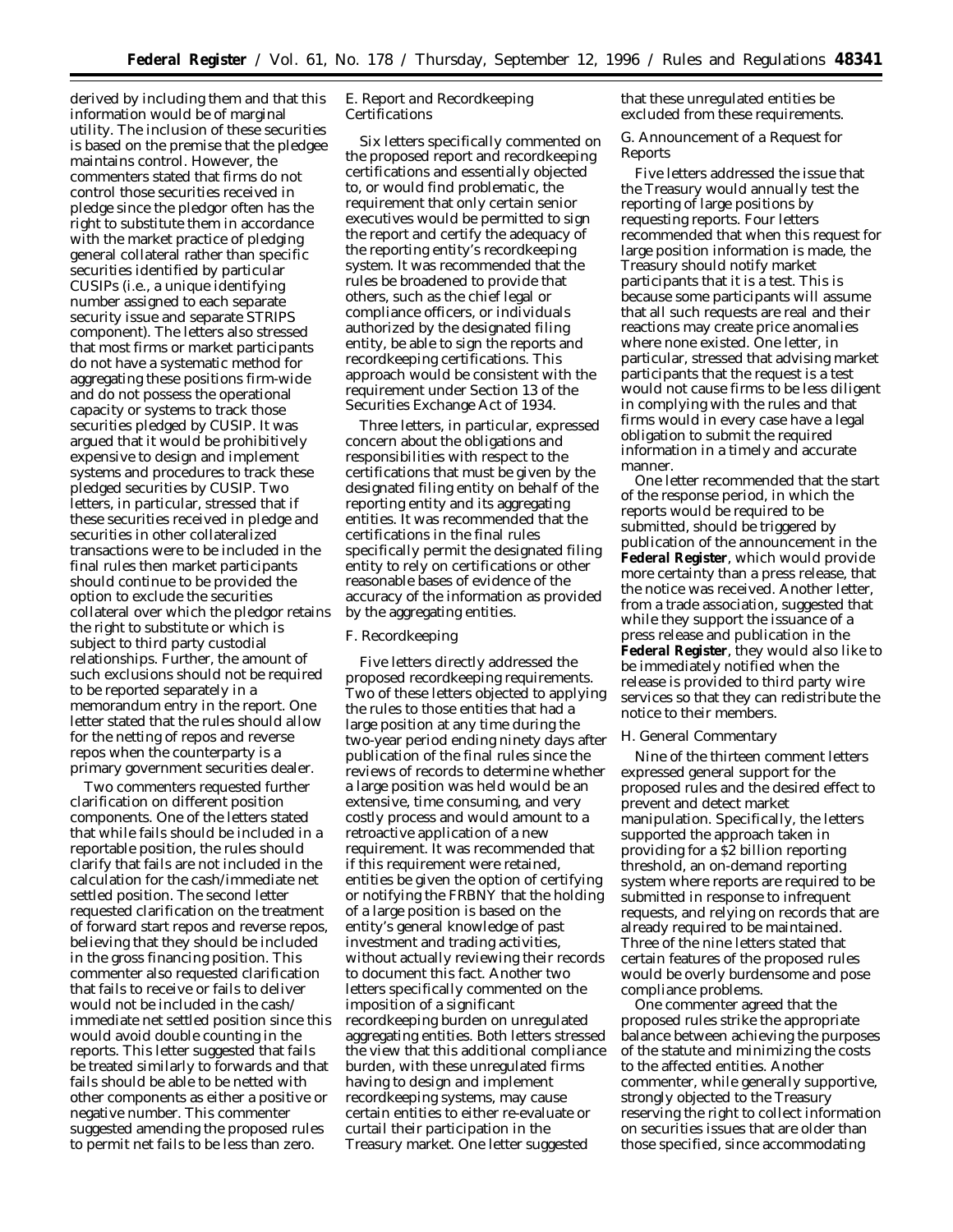derived by including them and that this information would be of marginal utility. The inclusion of these securities is based on the premise that the pledgee maintains control. However, the commenters stated that firms do not control those securities received in pledge since the pledgor often has the right to substitute them in accordance with the market practice of pledging general collateral rather than specific securities identified by particular CUSIPs (i.e., a unique identifying number assigned to each separate security issue and separate STRIPS component). The letters also stressed that most firms or market participants do not have a systematic method for aggregating these positions firm-wide and do not possess the operational capacity or systems to track those securities pledged by CUSIP. It was argued that it would be prohibitively expensive to design and implement systems and procedures to track these pledged securities by CUSIP. Two letters, in particular, stressed that if these securities received in pledge and securities in other collateralized transactions were to be included in the final rules then market participants should continue to be provided the option to exclude the securities collateral over which the pledgor retains the right to substitute or which is subject to third party custodial relationships. Further, the amount of such exclusions should not be required to be reported separately in a memorandum entry in the report. One letter stated that the rules should allow for the netting of repos and reverse repos when the counterparty is a primary government securities dealer.

Two commenters requested further clarification on different position components. One of the letters stated that while fails should be included in a reportable position, the rules should clarify that fails are not included in the calculation for the cash/immediate net settled position. The second letter requested clarification on the treatment of forward start repos and reverse repos, believing that they should be included in the gross financing position. This commenter also requested clarification that fails to receive or fails to deliver would not be included in the cash/immediate net settled position since this would avoid double counting in the reports. This letter suggested that fails be treated similarly to forwards and that fails should be able to be netted with other components as either a positive or negative number. This commenter suggested amending the proposed rules to permit net fails to be less than zero.

## E. Report and Recordkeeping Certifications

Six letters specifically commented on the proposed report and recordkeeping certifications and essentially objected to, or would find problematic, the requirement that only certain senior executives would be permitted to sign the report and certify the adequacy of the reporting entity's recordkeeping system. It was recommended that the rules be broadened to provide that others, such as the chief legal or compliance officers, or individuals authorized by the designated filing entity, be able to sign the reports and recordkeeping certifications. This approach would be consistent with the requirement under Section 13 of the Securities Exchange Act of 1934.

Three letters, in particular, expressed concern about the obligations and responsibilities with respect to the certifications that must be given by the designated filing entity on behalf of the reporting entity and its aggregating entities. It was recommended that the certifications in the final rules specifically permit the designated filing entity to rely on certifications or other reasonable bases of evidence of the accuracy of the information as provided by the aggregating entities.

## F. Recordkeeping

Five letters directly addressed the proposed recordkeeping requirements. Two of these letters objected to applying the rules to those entities that had a large position at any time during the two-year period ending ninety days after publication of the final rules since the reviews of records to determine whether a large position was held would be an extensive, time consuming, and very costly process and would amount to a retroactive application of a new requirement. It was recommended that if this requirement were retained, entities be given the option of certifying or notifying the FRBNY that the holding of a large position is based on the entity's general knowledge of past investment and trading activities, without actually reviewing their records to document this fact. Another two letters specifically commented on the imposition of a significant recordkeeping burden on unregulated aggregating entities. Both letters stressed the view that this additional compliance burden, with these unregulated firms having to design and implement recordkeeping systems, may cause certain entities to either re-evaluate or curtail their participation in the Treasury market. One letter suggested that these unregulated entities be excluded from these requirements.

## G. Announcement of a Request for Reports

Five letters addressed the issue that the Treasury would annually test the reporting of large positions by requesting reports. Four letters recommended that when this request for large position information is made, the Treasury should notify market participants that it is a test. This is because some participants will assume that all such requests are real and their reactions may create price anomalies where none existed. One letter, in particular, stressed that advising market participants that the request is a test would not cause firms to be less diligent in complying with the rules and that firms would in every case have a legal obligation to submit the required information in a timely and accurate manner.

One letter recommended that the start of the response period, in which the reports would be required to be submitted, should be triggered by publication of the announcement in the **Federal Register**, which would provide more certainty than a press release, that the notice was received. Another letter, from a trade association, suggested that while they support the issuance of a press release and publication in the **Federal Register**, they would also like to be immediately notified when the release is provided to third party wire services so that they can redistribute the notice to their members.

## H. General Commentary

Nine of the thirteen comment letters expressed general support for the proposed rules and the desired effect to prevent and detect market manipulation. Specifically, the letters supported the approach taken in providing for a $2 billion reporting threshold, an on-demand reporting system where reports are required to be submitted in response to infrequent requests, and relying on records that are already required to be maintained. Three of the nine letters stated that certain features of the proposed rules would be overly burdensome and pose compliance problems.

One commenter agreed that the proposed rules strike the appropriate balance between achieving the purposes of the statute and minimizing the costs to the affected entities. Another commenter, while generally supportive, strongly objected to the Treasury reserving the right to collect information on securities issues that are older than those specified, since accommodating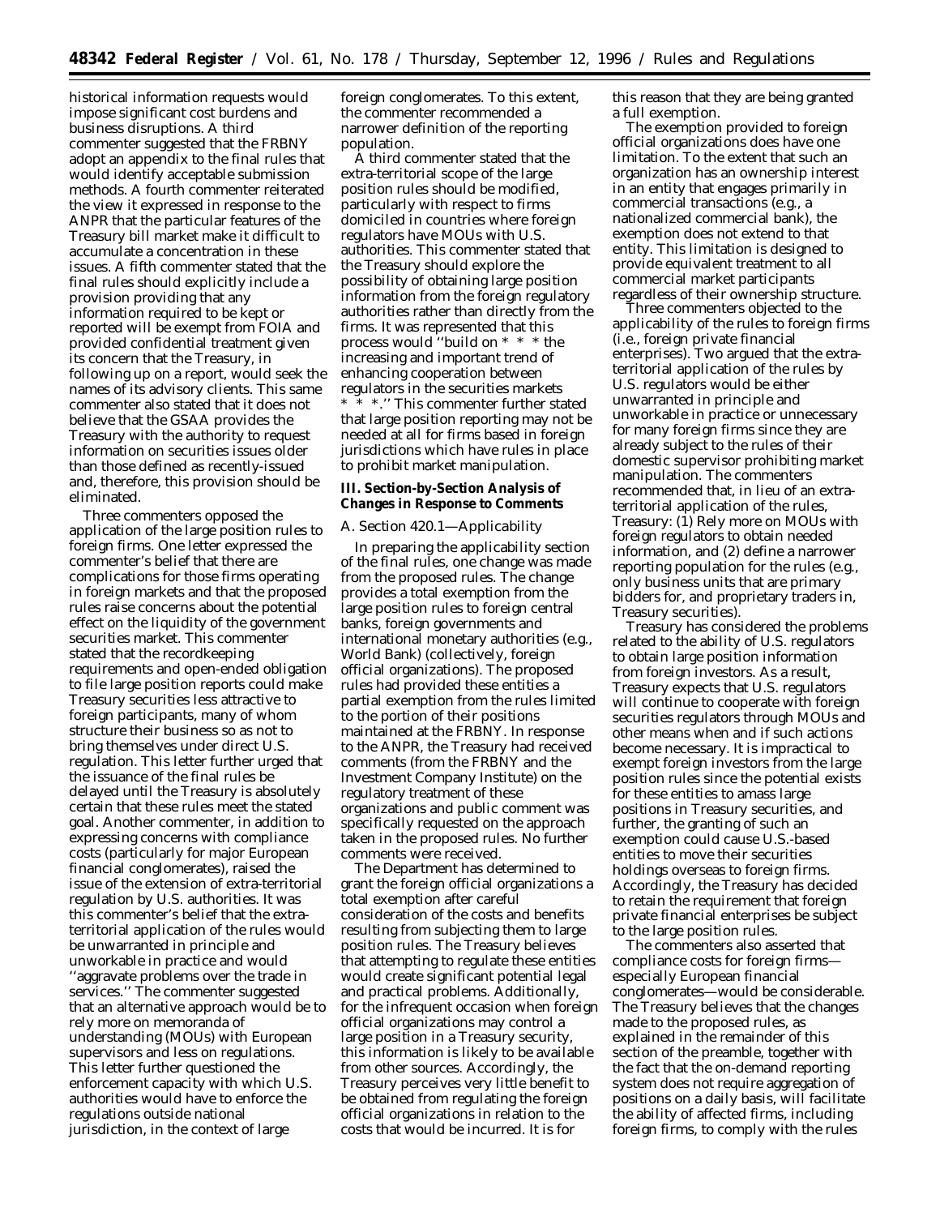historical information requests would impose significant cost burdens and business disruptions. A third commenter suggested that the FRBNY adopt an appendix to the final rules that would identify acceptable submission methods. A fourth commenter reiterated the view it expressed in response to the ANPR that the particular features of the Treasury bill market make it difficult to accumulate a concentration in these issues. A fifth commenter stated that the final rules should explicitly include a provision providing that any information required to be kept or reported will be exempt from FOIA and provided confidential treatment given its concern that the Treasury, in following up on a report, would seek the names of its advisory clients. This same commenter also stated that it does not believe that the GSAA provides the Treasury with the authority to request information on securities issues older than those defined as recently-issued and, therefore, this provision should be eliminated.

Three commenters opposed the application of the large position rules to foreign firms. One letter expressed the commenter's belief that there are complications for those firms operating in foreign markets and that the proposed rules raise concerns about the potential effect on the liquidity of the government securities market. This commenter stated that the recordkeeping requirements and open-ended obligation to file large position reports could make Treasury securities less attractive to foreign participants, many of whom structure their business so as not to bring themselves under direct U.S. regulation. This letter further urged that the issuance of the final rules be delayed until the Treasury is absolutely certain that these rules meet the stated goal. Another commenter, in addition to expressing concerns with compliance costs (particularly for major European financial conglomerates), raised the issue of the extension of extra-territorial regulation by U.S. authorities. It was this commenter's belief that the extra-territorial application of the rules would be unwarranted in principle and unworkable in practice and would ''aggravate problems over the trade in services.'' The commenter suggested that an alternative approach would be to rely more on memoranda of understanding (MOUs) with European supervisors and less on regulations. This letter further questioned the enforcement capacity with which U.S. authorities would have to enforce the regulations outside national jurisdiction, in the context of large foreign conglomerates. To this extent, the commenter recommended a narrower definition of the reporting population.

A third commenter stated that the extra-territorial scope of the large position rules should be modified, particularly with respect to firms domiciled in countries where foreign regulators have MOUs with U.S. authorities. This commenter stated that the Treasury should explore the possibility of obtaining large position information from the foreign regulatory authorities rather than directly from the firms. It was represented that this process would ''build on * * * the increasing and important trend of enhancing cooperation between regulators in the securities markets * * *.'' This commenter further stated that large position reporting may not be needed at all for firms based in foreign jurisdictions which have rules in place to prohibit market manipulation.

**III. Section-by-Section Analysis of Changes in Response to Comments**

*A. Section 420.1—Applicability*

In preparing the applicability section of the final rules, one change was made from the proposed rules. The change provides a total exemption from the large position rules to foreign central banks, foreign governments and international monetary authorities (e.g., World Bank) (collectively, foreign official organizations). The proposed rules had provided these entities a partial exemption from the rules limited to the portion of their positions maintained at the FRBNY. In response to the ANPR, the Treasury had received comments (from the FRBNY and the Investment Company Institute) on the regulatory treatment of these organizations and public comment was specifically requested on the approach taken in the proposed rules. No further comments were received.

The Department has determined to grant the foreign official organizations a total exemption after careful consideration of the costs and benefits resulting from subjecting them to large position rules. The Treasury believes that attempting to regulate these entities would create significant potential legal and practical problems. Additionally, for the infrequent occasion when foreign official organizations may control a large position in a Treasury security, this information is likely to be available from other sources. Accordingly, the Treasury perceives very little benefit to be obtained from regulating the foreign official organizations in relation to the costs that would be incurred. It is for this reason that they are being granted a full exemption.

The exemption provided to foreign official organizations does have one limitation. To the extent that such an organization has an ownership interest in an entity that engages primarily in commercial transactions (e.g., a nationalized commercial bank), the exemption does not extend to that entity. This limitation is designed to provide equivalent treatment to all commercial market participants regardless of their ownership structure.

Three commenters objected to the applicability of the rules to foreign firms (i.e., foreign private financial enterprises). Two argued that the extra-territorial application of the rules by U.S. regulators would be either unwarranted in principle and unworkable in practice or unnecessary for many foreign firms since they are already subject to the rules of their domestic supervisor prohibiting market manipulation. The commenters recommended that, in lieu of an extra-territorial application of the rules, Treasury: (1) Rely more on MOUs with foreign regulators to obtain needed information, and (2) define a narrower reporting population for the rules (e.g., only business units that are primary bidders for, and proprietary traders in, Treasury securities).

Treasury has considered the problems related to the ability of U.S. regulators to obtain large position information from foreign investors. As a result, Treasury expects that U.S. regulators will continue to cooperate with foreign securities regulators through MOUs and other means when and if such actions become necessary. It is impractical to exempt foreign investors from the large position rules since the potential exists for these entities to amass large positions in Treasury securities, and further, the granting of such an exemption could cause U.S.-based entities to move their securities holdings overseas to foreign firms. Accordingly, the Treasury has decided to retain the requirement that foreign private financial enterprises be subject to the large position rules.

The commenters also asserted that compliance costs for foreign firms—especially European financial conglomerates—would be considerable. The Treasury believes that the changes made to the proposed rules, as explained in the remainder of this section of the preamble, together with the fact that the on-demand reporting system does not require aggregation of positions on a daily basis, will facilitate the ability of affected firms, including foreign firms, to comply with the rules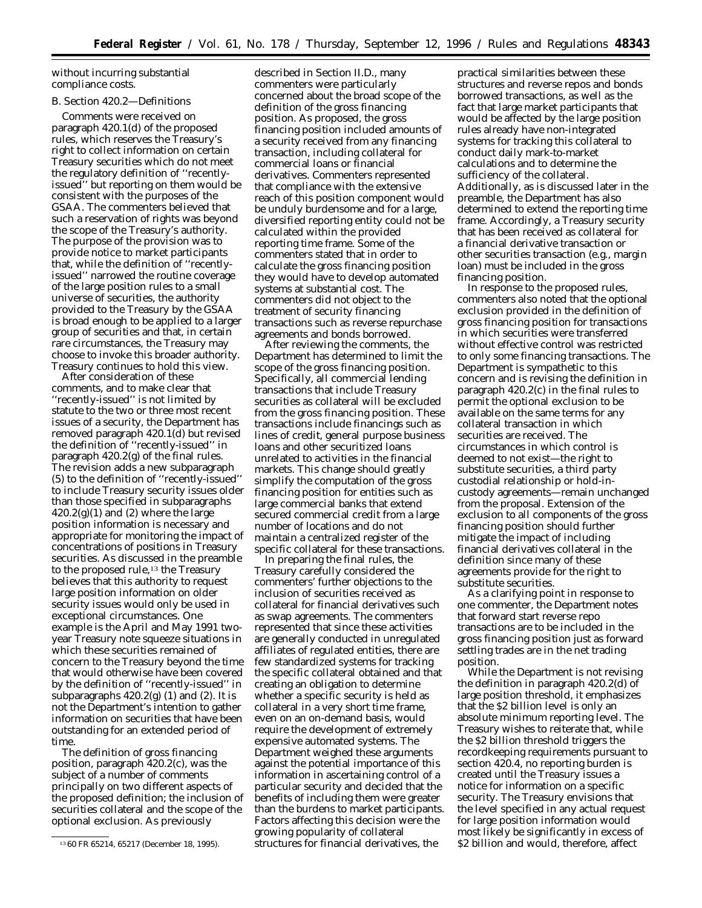without incurring substantial compliance costs.

B. Section 420.2—Definitions

Comments were received on paragraph 420.1(d) of the proposed rules, which reserves the Treasury's right to collect information on certain Treasury securities which do not meet the regulatory definition of ''recently-issued'' but reporting on them would be consistent with the purposes of the GSAA. The commenters believed that such a reservation of rights was beyond the scope of the Treasury's authority. The purpose of the provision was to provide notice to market participants that, while the definition of ''recently-issued'' narrowed the routine coverage of the large position rules to a small universe of securities, the authority provided to the Treasury by the GSAA is broad enough to be applied to a larger group of securities and that, in certain rare circumstances, the Treasury may choose to invoke this broader authority. Treasury continues to hold this view.

After consideration of these comments, and to make clear that ''recently-issued'' is not limited by statute to the two or three most recent issues of a security, the Department has removed paragraph 420.1(d) but revised the definition of ''recently-issued'' in paragraph 420.2(g) of the final rules. The revision adds a new subparagraph (5) to the definition of ''recently-issued'' to include Treasury security issues older than those specified in subparagraphs 420.2(g)(1) and (2) where the large position information is necessary and appropriate for monitoring the impact of concentrations of positions in Treasury securities. As discussed in the preamble to the proposed rule,[13] the Treasury believes that this authority to request large position information on older security issues would only be used in exceptional circumstances. One example is the April and May 1991 two-year Treasury note squeeze situations in which these securities remained of concern to the Treasury beyond the time that would otherwise have been covered by the definition of ''recently-issued'' in subparagraphs 420.2(g) (1) and (2). It is not the Department's intention to gather information on securities that have been outstanding for an extended period of time.

The definition of gross financing position, paragraph 420.2(c), was the subject of a number of comments principally on two different aspects of the proposed definition; the inclusion of securities collateral and the scope of the optional exclusion. As previously described in Section II.D., many commenters were particularly concerned about the broad scope of the definition of the gross financing position. As proposed, the gross financing position included amounts of a security received from any financing transaction, including collateral for commercial loans or financial derivatives. Commenters represented that compliance with the extensive reach of this position component would be unduly burdensome and for a large, diversified reporting entity could not be calculated within the provided reporting time frame. Some of the commenters stated that in order to calculate the gross financing position they would have to develop automated systems at substantial cost. The commenters did not object to the treatment of security financing transactions such as reverse repurchase agreements and bonds borrowed.

After reviewing the comments, the Department has determined to limit the scope of the gross financing position. Specifically, all commercial lending transactions that include Treasury securities as collateral will be excluded from the gross financing position. These transactions include financings such as lines of credit, general purpose business loans and other securitized loans unrelated to activities in the financial markets. This change should greatly simplify the computation of the gross financing position for entities such as large commercial banks that extend secured commercial credit from a large number of locations and do not maintain a centralized register of the specific collateral for these transactions.

In preparing the final rules, the Treasury carefully considered the commenters' further objections to the inclusion of securities received as collateral for financial derivatives such as swap agreements. The commenters represented that since these activities are generally conducted in unregulated affiliates of regulated entities, there are few standardized systems for tracking the specific collateral obtained and that creating an obligation to determine whether a specific security is held as collateral in a very short time frame, even on an on-demand basis, would require the development of extremely expensive automated systems. The Department weighed these arguments against the potential importance of this information in ascertaining control of a particular security and decided that the benefits of including them were greater than the burdens to market participants. Factors affecting this decision were the growing popularity of collateral structures for financial derivatives, the practical similarities between these structures and reverse repos and bonds borrowed transactions, as well as the fact that large market participants that would be affected by the large position rules already have non-integrated systems for tracking this collateral to conduct daily mark-to-market calculations and to determine the sufficiency of the collateral. Additionally, as is discussed later in the preamble, the Department has also determined to extend the reporting time frame. Accordingly, a Treasury security that has been received as collateral for a financial derivative transaction or other securities transaction (e.g., margin loan) must be included in the gross financing position.

In response to the proposed rules, commenters also noted that the optional exclusion provided in the definition of gross financing position for transactions in which securities were transferred without effective control was restricted to only some financing transactions. The Department is sympathetic to this concern and is revising the definition in paragraph 420.2(c) in the final rules to permit the optional exclusion to be available on the same terms for any collateral transaction in which securities are received. The circumstances in which control is deemed to not exist—the right to substitute securities, a third party custodial relationship or hold-in-custody agreements—remain unchanged from the proposal. Extension of the exclusion to all components of the gross financing position should further mitigate the impact of including financial derivatives collateral in the definition since many of these agreements provide for the right to substitute securities.

As a clarifying point in response to one commenter, the Department notes that forward start reverse repo transactions are to be included in the gross financing position just as forward settling trades are in the net trading position.

While the Department is not revising the definition in paragraph 420.2(d) of large position threshold, it emphasizes that the \$2 billion level is only an absolute minimum reporting level. The Treasury wishes to reiterate that, while the \$2 billion threshold triggers the recordkeeping requirements pursuant to section 420.4, no reporting burden is created until the Treasury issues a notice for information on a specific security. The Treasury envisions that the level specified in any actual request for large position information would most likely be significantly in excess of \$2 billion and would, therefore, affect

[13] 60 FR 65214, 65217 (December 18, 1995).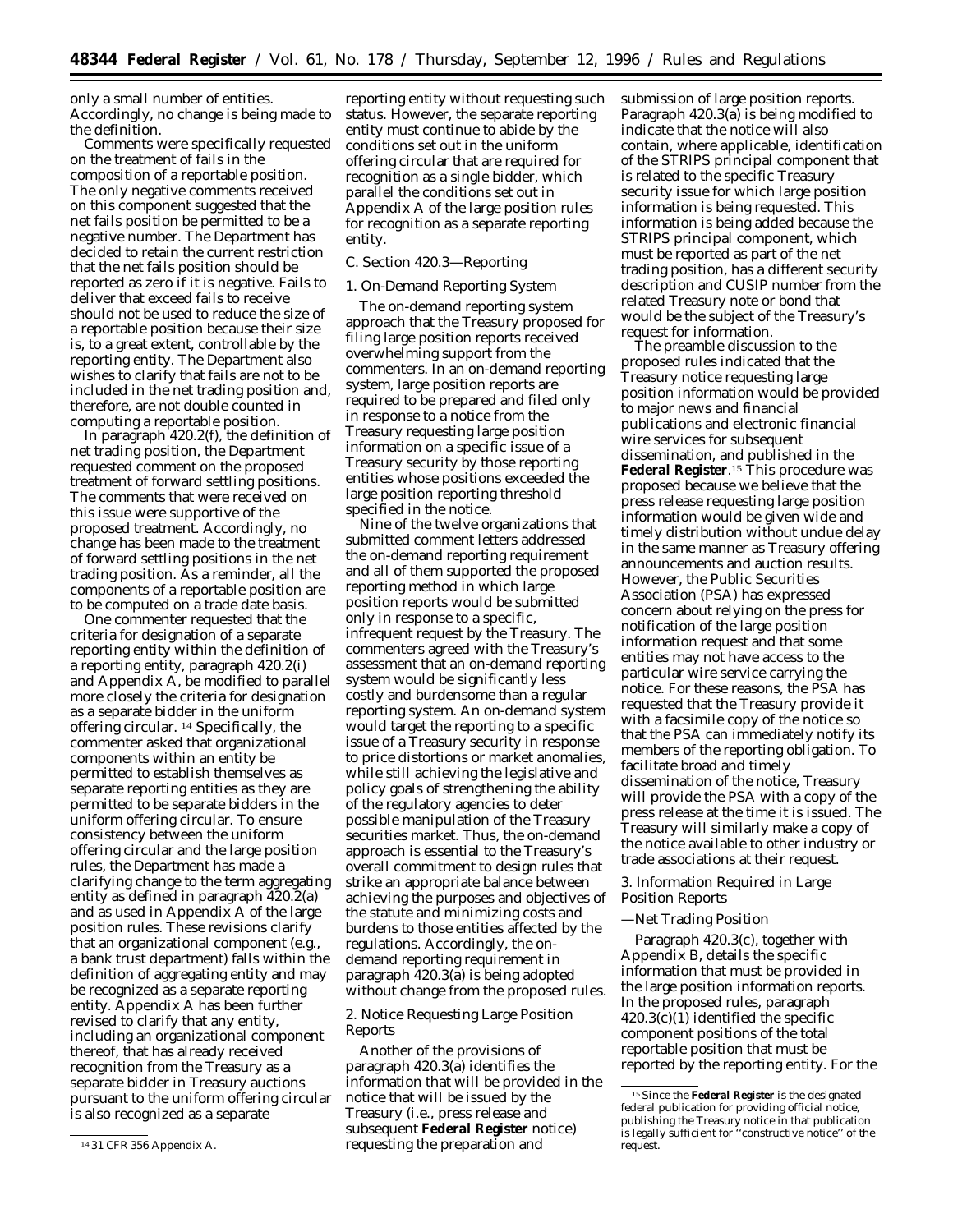only a small number of entities. Accordingly, no change is being made to the definition.

Comments were specifically requested on the treatment of fails in the composition of a reportable position. The only negative comments received on this component suggested that the net fails position be permitted to be a negative number. The Department has decided to retain the current restriction that the net fails position should be reported as zero if it is negative. Fails to deliver that exceed fails to receive should not be used to reduce the size of a reportable position because their size is, to a great extent, controllable by the reporting entity. The Department also wishes to clarify that fails are not to be included in the net trading position and, therefore, are not double counted in computing a reportable position.

In paragraph 420.2(f), the definition of net trading position, the Department requested comment on the proposed treatment of forward settling positions. The comments that were received on this issue were supportive of the proposed treatment. Accordingly, no change has been made to the treatment of forward settling positions in the net trading position. As a reminder, all the components of a reportable position are to be computed on a trade date basis.

One commenter requested that the criteria for designation of a separate reporting entity within the definition of a reporting entity, paragraph 420.2(i) and Appendix A, be modified to parallel more closely the criteria for designation as a separate bidder in the uniform offering circular.[14] Specifically, the commenter asked that organizational components within an entity be permitted to establish themselves as separate reporting entities as they are permitted to be separate bidders in the uniform offering circular. To ensure consistency between the uniform offering circular and the large position rules, the Department has made a clarifying change to the term aggregating entity as defined in paragraph 420.2(a) and as used in Appendix A of the large position rules. These revisions clarify that an organizational component (e.g., a bank trust department) falls within the definition of aggregating entity and may be recognized as a separate reporting entity. Appendix A has been further revised to clarify that any entity, including an organizational component thereof, that has already received recognition from the Treasury as a separate bidder in Treasury auctions pursuant to the uniform offering circular is also recognized as a separate reporting entity without requesting such status. However, the separate reporting entity must continue to abide by the conditions set out in the uniform offering circular that are required for recognition as a single bidder, which parallel the conditions set out in Appendix A of the large position rules for recognition as a separate reporting entity.

C. Section 420.3—Reporting

1. On-Demand Reporting System

The on-demand reporting system approach that the Treasury proposed for filing large position reports received overwhelming support from the commenters. In an on-demand reporting system, large position reports are required to be prepared and filed only in response to a notice from the Treasury requesting large position information on a specific issue of a Treasury security by those reporting entities whose positions exceeded the large position reporting threshold specified in the notice.

Nine of the twelve organizations that submitted comment letters addressed the on-demand reporting requirement and all of them supported the proposed reporting method in which large position reports would be submitted only in response to a specific, infrequent request by the Treasury. The commenters agreed with the Treasury's assessment that an on-demand reporting system would be significantly less costly and burdensome than a regular reporting system. An on-demand system would target the reporting to a specific issue of a Treasury security in response to price distortions or market anomalies, while still achieving the legislative and policy goals of strengthening the ability of the regulatory agencies to deter possible manipulation of the Treasury securities market. Thus, the on-demand approach is essential to the Treasury's overall commitment to design rules that strike an appropriate balance between achieving the purposes and objectives of the statute and minimizing costs and burdens to those entities affected by the regulations. Accordingly, the on-demand reporting requirement in paragraph 420.3(a) is being adopted without change from the proposed rules.

2. Notice Requesting Large Position Reports

Another of the provisions of paragraph 420.3(a) identifies the information that will be provided in the notice that will be issued by the Treasury (i.e., press release and subsequent **Federal Register** notice) requesting the preparation and submission of large position reports. Paragraph 420.3(a) is being modified to indicate that the notice will also contain, where applicable, identification of the STRIPS principal component that is related to the specific Treasury security issue for which large position information is being requested. This information is being added because the STRIPS principal component, which must be reported as part of the net trading position, has a different security description and CUSIP number from the related Treasury note or bond that would be the subject of the Treasury's request for information.

The preamble discussion to the proposed rules indicated that the Treasury notice requesting large position information would be provided to major news and financial publications and electronic financial wire services for subsequent dissemination, and published in the **Federal Register**.[15] This procedure was proposed because we believe that the press release requesting large position information would be given wide and timely distribution without undue delay in the same manner as Treasury offering announcements and auction results. However, the Public Securities Association (PSA) has expressed concern about relying on the press for notification of the large position information request and that some entities may not have access to the particular wire service carrying the notice. For these reasons, the PSA has requested that the Treasury provide it with a facsimile copy of the notice so that the PSA can immediately notify its members of the reporting obligation. To facilitate broad and timely dissemination of the notice, Treasury will provide the PSA with a copy of the press release at the time it is issued. The Treasury will similarly make a copy of the notice available to other industry or trade associations at their request.

3. Information Required in Large Position Reports

—Net Trading Position

Paragraph 420.3(c), together with Appendix B, details the specific information that must be provided in the large position information reports. In the proposed rules, paragraph 420.3(c)(1) identified the specific component positions of the total reportable position that must be reported by the reporting entity. For the

[14] 31 CFR 356 Appendix A.

[15] Since the **Federal Register** is the designated federal publication for providing official notice, publishing the Treasury notice in that publication is legally sufficient for "constructive notice" of the request.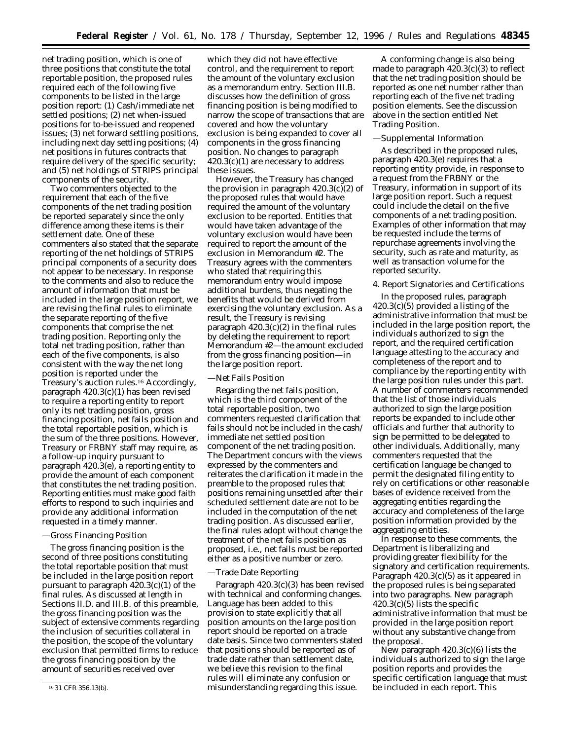net trading position, which is one of three positions that constitute the total reportable position, the proposed rules required each of the following five components to be listed in the large position report: (1) Cash/immediate net settled positions; (2) net when-issued positions for to-be-issued and reopened issues; (3) net forward settling positions, including next day settling positions; (4) net positions in futures contracts that require delivery of the specific security; and (5) net holdings of STRIPS principal components of the security.

Two commenters objected to the requirement that each of the five components of the net trading position be reported separately since the only difference among these items is their settlement date. One of these commenters also stated that the separate reporting of the net holdings of STRIPS principal components of a security does not appear to be necessary. In response to the comments and also to reduce the amount of information that must be included in the large position report, we are revising the final rules to eliminate the separate reporting of the five components that comprise the net trading position. Reporting only the total net trading position, rather than each of the five components, is also consistent with the way the net long position is reported under the Treasury's auction rules.[16] Accordingly, paragraph 420.3(c)(1) has been revised to require a reporting entity to report only its net trading position, gross financing position, net fails position and the total reportable position, which is the sum of the three positions. However, Treasury or FRBNY staff may require, as a follow-up inquiry pursuant to paragraph 420.3(e), a reporting entity to provide the amount of each component that constitutes the net trading position. Reporting entities must make good faith efforts to respond to such inquiries and provide any additional information requested in a timely manner.

—Gross Financing Position

The gross financing position is the second of three positions constituting the total reportable position that must be included in the large position report pursuant to paragraph 420.3(c)(1) of the final rules. As discussed at length in Sections II.D. and III.B. of this preamble, the gross financing position was the subject of extensive comments regarding the inclusion of securities collateral in the position, the scope of the voluntary exclusion that permitted firms to reduce the gross financing position by the amount of securities received over which they did not have effective control, and the requirement to report the amount of the voluntary exclusion as a memorandum entry. Section III.B. discusses how the definition of gross financing position is being modified to narrow the scope of transactions that are covered and how the voluntary exclusion is being expanded to cover all components in the gross financing position. No changes to paragraph 420.3(c)(1) are necessary to address these issues.

However, the Treasury has changed the provision in paragraph 420.3(c)(2) of the proposed rules that would have required the amount of the voluntary exclusion to be reported. Entities that would have taken advantage of the voluntary exclusion would have been required to report the amount of the exclusion in Memorandum #2. The Treasury agrees with the commenters who stated that requiring this memorandum entry would impose additional burdens, thus negating the benefits that would be derived from exercising the voluntary exclusion. As a result, the Treasury is revising paragraph 420.3(c)(2) in the final rules by deleting the requirement to report Memorandum #2—the amount excluded from the gross financing position—in the large position report.

—Net Fails Position

Regarding the net fails position, which is the third component of the total reportable position, two commenters requested clarification that fails should not be included in the cash/immediate net settled position component of the net trading position. The Department concurs with the views expressed by the commenters and reiterates the clarification it made in the preamble to the proposed rules that positions remaining unsettled after their scheduled settlement date are not to be included in the computation of the net trading position. As discussed earlier, the final rules adopt without change the treatment of the net fails position as proposed, i.e., net fails must be reported either as a positive number or zero.

—Trade Date Reporting

Paragraph 420.3(c)(3) has been revised with technical and conforming changes. Language has been added to this provision to state explicitly that all position amounts on the large position report should be reported on a trade date basis. Since two commenters stated that positions should be reported as of trade date rather than settlement date, we believe this revision to the final rules will eliminate any confusion or misunderstanding regarding this issue.

A conforming change is also being made to paragraph 420.3(c)(3) to reflect that the net trading position should be reported as one net number rather than reporting each of the five net trading position elements. See the discussion above in the section entitled Net Trading Position.

—Supplemental Information

As described in the proposed rules, paragraph 420.3(e) requires that a reporting entity provide, in response to a request from the FRBNY or the Treasury, information in support of its large position report. Such a request could include the detail on the five components of a net trading position. Examples of other information that may be requested include the terms of repurchase agreements involving the security, such as rate and maturity, as well as transaction volume for the reported security.

4. Report Signatories and Certifications

In the proposed rules, paragraph 420.3(c)(5) provided a listing of the administrative information that must be included in the large position report, the individuals authorized to sign the report, and the required certification language attesting to the accuracy and completeness of the report and to compliance by the reporting entity with the large position rules under this part. A number of commenters recommended that the list of those individuals authorized to sign the large position reports be expanded to include other officials and further that authority to sign be permitted to be delegated to other individuals. Additionally, many commenters requested that the certification language be changed to permit the designated filing entity to rely on certifications or other reasonable bases of evidence received from the aggregating entities regarding the accuracy and completeness of the large position information provided by the aggregating entities.

In response to these comments, the Department is liberalizing and providing greater flexibility for the signatory and certification requirements. Paragraph 420.3(c)(5) as it appeared in the proposed rules is being separated into two paragraphs. New paragraph 420.3(c)(5) lists the specific administrative information that must be provided in the large position report without any substantive change from the proposal.

New paragraph 420.3(c)(6) lists the individuals authorized to sign the large position reports and provides the specific certification language that must be included in each report. This

[16] 31 CFR 356.13(b).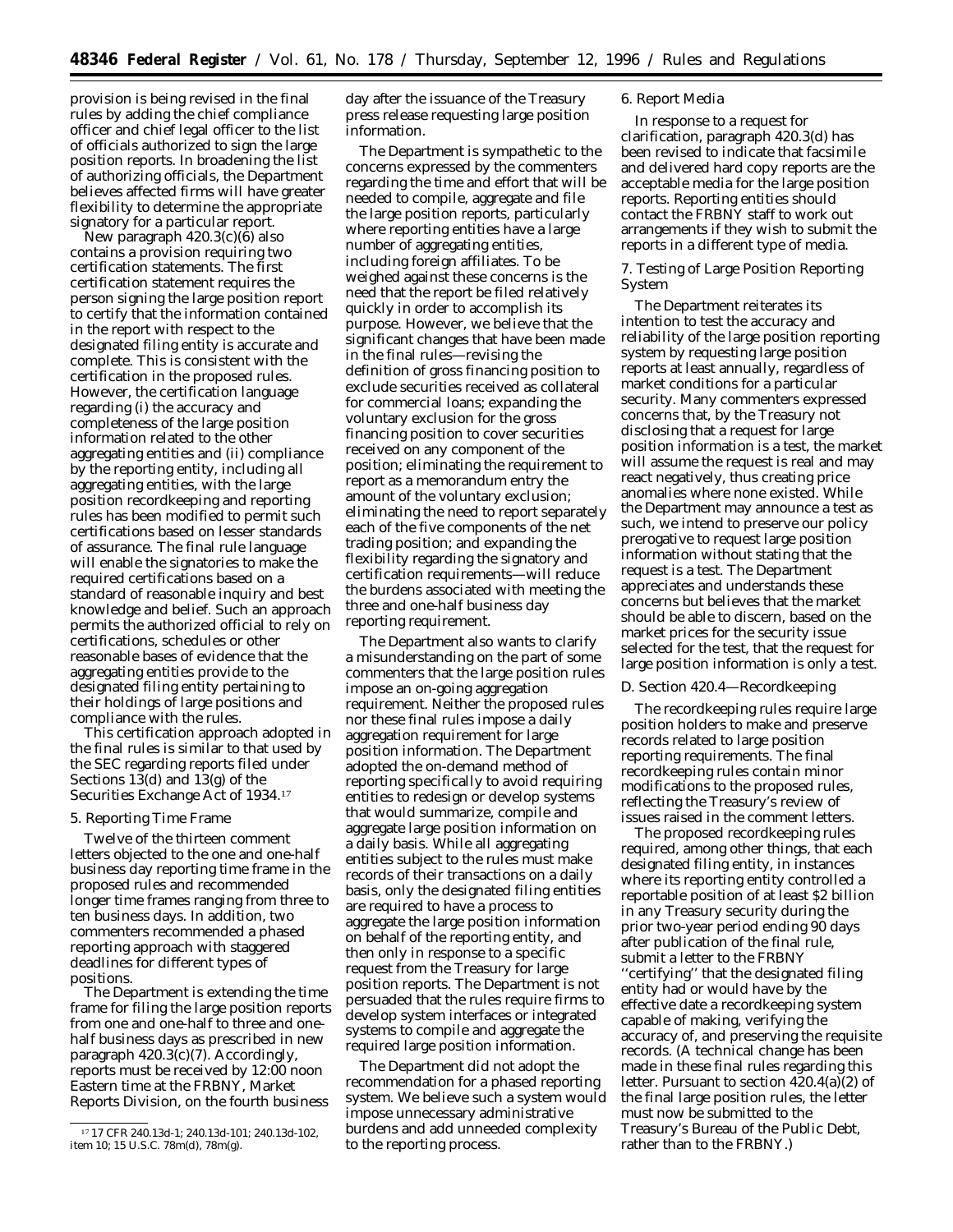provision is being revised in the final rules by adding the chief compliance officer and chief legal officer to the list of officials authorized to sign the large position reports. In broadening the list of authorizing officials, the Department believes affected firms will have greater flexibility to determine the appropriate signatory for a particular report.

New paragraph 420.3(c)(6) also contains a provision requiring two certification statements. The first certification statement requires the person signing the large position report to certify that the information contained in the report with respect to the designated filing entity is accurate and complete. This is consistent with the certification in the proposed rules. However, the certification language regarding (i) the accuracy and completeness of the large position information related to the other aggregating entities and (ii) compliance by the reporting entity, including all aggregating entities, with the large position recordkeeping and reporting rules has been modified to permit such certifications based on lesser standards of assurance. The final rule language will enable the signatories to make the required certifications based on a standard of reasonable inquiry and best knowledge and belief. Such an approach permits the authorized official to rely on certifications, schedules or other reasonable bases of evidence that the aggregating entities provide to the designated filing entity pertaining to their holdings of large positions and compliance with the rules.

This certification approach adopted in the final rules is similar to that used by the SEC regarding reports filed under Sections 13(d) and 13(g) of the Securities Exchange Act of 1934.[17]

### 5. Reporting Time Frame

Twelve of the thirteen comment letters objected to the one and one-half business day reporting time frame in the proposed rules and recommended longer time frames ranging from three to ten business days. In addition, two commenters recommended a phased reporting approach with staggered deadlines for different types of positions.

The Department is extending the time frame for filing the large position reports from one and one-half to three and one-half business days as prescribed in new paragraph 420.3(c)(7). Accordingly, reports must be received by 12:00 noon Eastern time at the FRBNY, Market Reports Division, on the fourth business day after the issuance of the Treasury press release requesting large position information.

The Department is sympathetic to the concerns expressed by the commenters regarding the time and effort that will be needed to compile, aggregate and file the large position reports, particularly where reporting entities have a large number of aggregating entities, including foreign affiliates. To be weighed against these concerns is the need that the report be filed relatively quickly in order to accomplish its purpose. However, we believe that the significant changes that have been made in the final rules—revising the definition of gross financing position to exclude securities received as collateral for commercial loans; expanding the voluntary exclusion for the gross financing position to cover securities received on any component of the position; eliminating the requirement to report as a memorandum entry the amount of the voluntary exclusion; eliminating the need to report separately each of the five components of the net trading position; and expanding the flexibility regarding the signatory and certification requirements—will reduce the burdens associated with meeting the three and one-half business day reporting requirement.

The Department also wants to clarify a misunderstanding on the part of some commenters that the large position rules impose an on-going aggregation requirement. Neither the proposed rules nor these final rules impose a daily aggregation requirement for large position information. The Department adopted the on-demand method of reporting specifically to avoid requiring entities to redesign or develop systems that would summarize, compile and aggregate large position information on a daily basis. While all aggregating entities subject to the rules must make records of their transactions on a daily basis, only the designated filing entities are required to have a process to aggregate the large position information on behalf of the reporting entity, and then only in response to a specific request from the Treasury for large position reports. The Department is not persuaded that the rules require firms to develop system interfaces or integrated systems to compile and aggregate the required large position information.

The Department did not adopt the recommendation for a phased reporting system. We believe such a system would impose unnecessary administrative burdens and add unneeded complexity to the reporting process.

### 6. Report Media

In response to a request for clarification, paragraph 420.3(d) has been revised to indicate that facsimile and delivered hard copy reports are the acceptable media for the large position reports. Reporting entities should contact the FRBNY staff to work out arrangements if they wish to submit the reports in a different type of media.

### 7. Testing of Large Position Reporting System

The Department reiterates its intention to test the accuracy and reliability of the large position reporting system by requesting large position reports at least annually, regardless of market conditions for a particular security. Many commenters expressed concerns that, by the Treasury not disclosing that a request for large position information is a test, the market will assume the request is real and may react negatively, thus creating price anomalies where none existed. While the Department may announce a test as such, we intend to preserve our policy prerogative to request large position information without stating that the request is a test. The Department appreciates and understands these concerns but believes that the market should be able to discern, based on the market prices for the security issue selected for the test, that the request for large position information is only a test.

## D. Section 420.4—Recordkeeping

The recordkeeping rules require large position holders to make and preserve records related to large position reporting requirements. The final recordkeeping rules contain minor modifications to the proposed rules, reflecting the Treasury's review of issues raised in the comment letters.

The proposed recordkeeping rules required, among other things, that each designated filing entity, in instances where its reporting entity controlled a reportable position of at least $2 billion in any Treasury security during the prior two-year period ending 90 days after publication of the final rule, submit a letter to the FRBNY "certifying" that the designated filing entity had or would have by the effective date a recordkeeping system capable of making, verifying the accuracy of, and preserving the requisite records. (A technical change has been made in these final rules regarding this letter. Pursuant to section 420.4(a)(2) of the final large position rules, the letter must now be submitted to the Treasury's Bureau of the Public Debt, rather than to the FRBNY.)

---

[17] 17 CFR 240.13d-1; 240.13d-101; 240.13d-102, item 10; 15 U.S.C. 78m(d), 78m(g).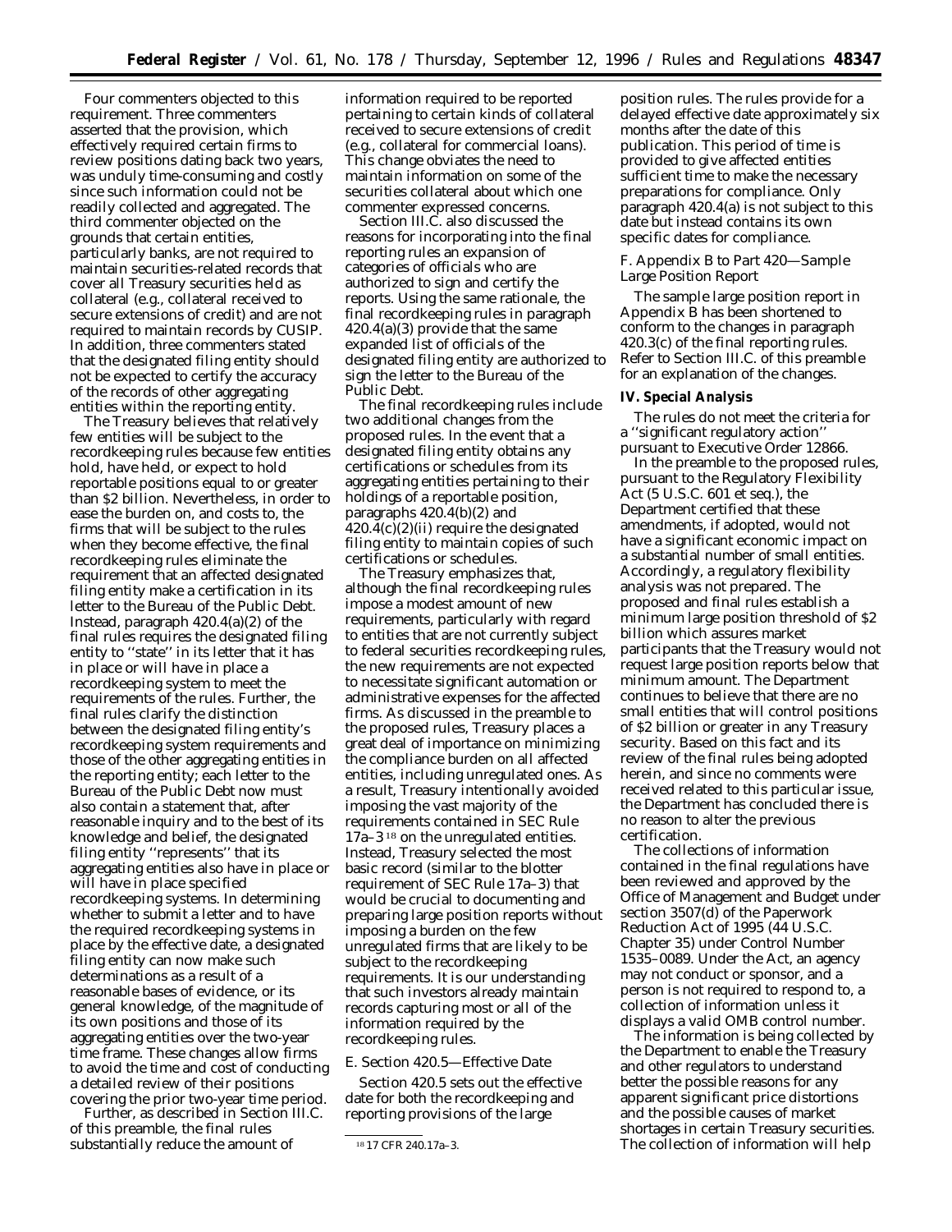Four commenters objected to this requirement. Three commenters asserted that the provision, which effectively required certain firms to review positions dating back two years, was unduly time-consuming and costly since such information could not be readily collected and aggregated. The third commenter objected on the grounds that certain entities, particularly banks, are not required to maintain securities-related records that cover all Treasury securities held as collateral (e.g., collateral received to secure extensions of credit) and are not required to maintain records by CUSIP. In addition, three commenters stated that the designated filing entity should not be expected to certify the accuracy of the records of other aggregating entities within the reporting entity.

The Treasury believes that relatively few entities will be subject to the recordkeeping rules because few entities hold, have held, or expect to hold reportable positions equal to or greater than \$2 billion. Nevertheless, in order to ease the burden on, and costs to, the firms that will be subject to the rules when they become effective, the final recordkeeping rules eliminate the requirement that an affected designated filing entity make a certification in its letter to the Bureau of the Public Debt. Instead, paragraph 420.4(a)(2) of the final rules requires the designated filing entity to ''state'' in its letter that it has in place or will have in place a recordkeeping system to meet the requirements of the rules. Further, the final rules clarify the distinction between the designated filing entity's recordkeeping system requirements and those of the other aggregating entities in the reporting entity; each letter to the Bureau of the Public Debt now must also contain a statement that, after reasonable inquiry and to the best of its knowledge and belief, the designated filing entity ''represents'' that its aggregating entities also have in place or will have in place specified recordkeeping systems. In determining whether to submit a letter and to have the required recordkeeping systems in place by the effective date, a designated filing entity can now make such determinations as a result of a reasonable bases of evidence, or its general knowledge, of the magnitude of its own positions and those of its aggregating entities over the two-year time frame. These changes allow firms to avoid the time and cost of conducting a detailed review of their positions covering the prior two-year time period.

Further, as described in Section III.C. of this preamble, the final rules substantially reduce the amount of information required to be reported pertaining to certain kinds of collateral received to secure extensions of credit (e.g., collateral for commercial loans). This change obviates the need to maintain information on some of the securities collateral about which one commenter expressed concerns.

Section III.C. also discussed the reasons for incorporating into the final reporting rules an expansion of categories of officials who are authorized to sign and certify the reports. Using the same rationale, the final recordkeeping rules in paragraph 420.4(a)(3) provide that the same expanded list of officials of the designated filing entity are authorized to sign the letter to the Bureau of the Public Debt.

The final recordkeeping rules include two additional changes from the proposed rules. In the event that a designated filing entity obtains any certifications or schedules from its aggregating entities pertaining to their holdings of a reportable position, paragraphs 420.4(b)(2) and 420.4(c)(2)(ii) require the designated filing entity to maintain copies of such certifications or schedules.

The Treasury emphasizes that, although the final recordkeeping rules impose a modest amount of new requirements, particularly with regard to entities that are not currently subject to federal securities recordkeeping rules, the new requirements are not expected to necessitate significant automation or administrative expenses for the affected firms. As discussed in the preamble to the proposed rules, Treasury places a great deal of importance on minimizing the compliance burden on all affected entities, including unregulated ones. As a result, Treasury intentionally avoided imposing the vast majority of the requirements contained in SEC Rule 17a–3 [18] on the unregulated entities. Instead, Treasury selected the most basic record (similar to the blotter requirement of SEC Rule 17a–3) that would be crucial to documenting and preparing large position reports without imposing a burden on the few unregulated firms that are likely to be subject to the recordkeeping requirements. It is our understanding that such investors already maintain records capturing most or all of the information required by the recordkeeping rules.

*E. Section 420.5—Effective Date*

Section 420.5 sets out the effective date for both the recordkeeping and reporting provisions of the large position rules. The rules provide for a delayed effective date approximately six months after the date of this publication. This period of time is provided to give affected entities sufficient time to make the necessary preparations for compliance. Only paragraph 420.4(a) is not subject to this date but instead contains its own specific dates for compliance.

*F. Appendix B to Part 420—Sample Large Position Report*

The sample large position report in Appendix B has been shortened to conform to the changes in paragraph 420.3(c) of the final reporting rules. Refer to Section III.C. of this preamble for an explanation of the changes.

**IV. Special Analysis**

The rules do not meet the criteria for a ''significant regulatory action'' pursuant to Executive Order 12866.

In the preamble to the proposed rules, pursuant to the Regulatory Flexibility Act (5 U.S.C. 601 *et seq.*), the Department certified that these amendments, if adopted, would not have a significant economic impact on a substantial number of small entities. Accordingly, a regulatory flexibility analysis was not prepared. The proposed and final rules establish a minimum large position threshold of \$2 billion which assures market participants that the Treasury would not request large position reports below that minimum amount. The Department continues to believe that there are no small entities that will control positions of \$2 billion or greater in any Treasury security. Based on this fact and its review of the final rules being adopted herein, and since no comments were received related to this particular issue, the Department has concluded there is no reason to alter the previous certification.

The collections of information contained in the final regulations have been reviewed and approved by the Office of Management and Budget under section 3507(d) of the Paperwork Reduction Act of 1995 (44 U.S.C. Chapter 35) under Control Number 1535–0089. Under the Act, an agency may not conduct or sponsor, and a person is not required to respond to, a collection of information unless it displays a valid OMB control number.

The information is being collected by the Department to enable the Treasury and other regulators to understand better the possible reasons for any apparent significant price distortions and the possible causes of market shortages in certain Treasury securities. The collection of information will help

[18] 17 CFR 240.17a–3.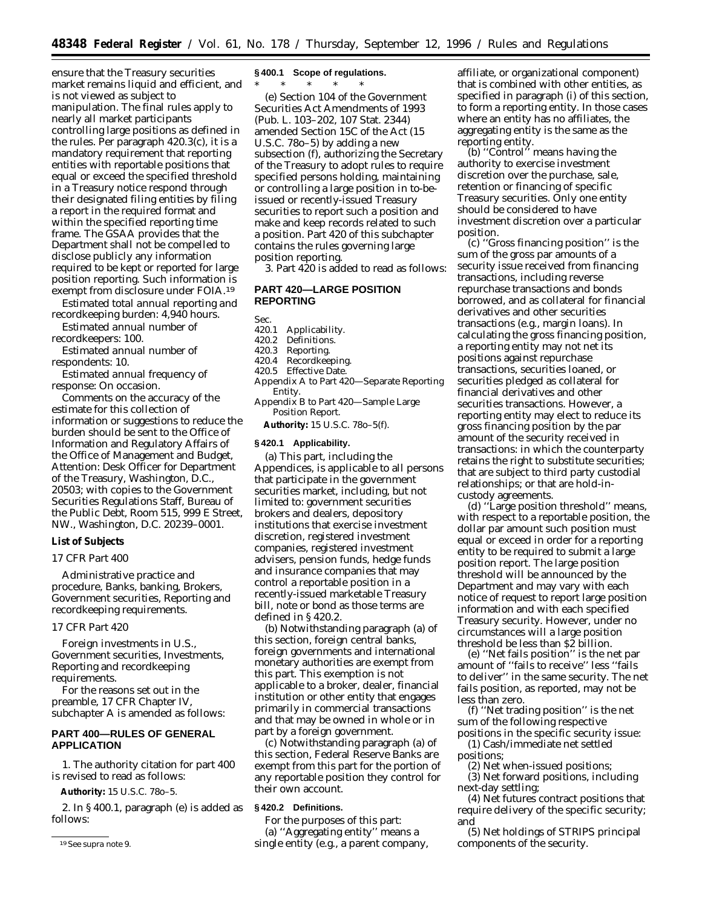ensure that the Treasury securities market remains liquid and efficient, and is not viewed as subject to manipulation. The final rules apply to nearly all market participants controlling large positions as defined in the rules. Per paragraph 420.3(c), it is a mandatory requirement that reporting entities with reportable positions that equal or exceed the specified threshold in a Treasury notice respond through their designated filing entities by filing a report in the required format and within the specified reporting time frame. The GSAA provides that the Department shall not be compelled to disclose publicly any information required to be kept or reported for large position reporting. Such information is exempt from disclosure under FOIA.[19]

*Estimated total annual reporting and recordkeeping burden:* 4,940 hours.

*Estimated annual number of recordkeepers:* 100.

*Estimated annual number of respondents:* 10.

*Estimated annual frequency of response:* On occasion.

Comments on the accuracy of the estimate for this collection of information or suggestions to reduce the burden should be sent to the Office of Information and Regulatory Affairs of the Office of Management and Budget, Attention: Desk Officer for Department of the Treasury, Washington, D.C., 20503; with copies to the Government Securities Regulations Staff, Bureau of the Public Debt, Room 515, 999 E Street, NW., Washington, D.C. 20239–0001.

## List of Subjects

### 17 CFR Part 400

Administrative practice and procedure, Banks, banking, Brokers, Government securities, Reporting and recordkeeping requirements.

### 17 CFR Part 420

Foreign investments in U.S., Government securities, Investments, Reporting and recordkeeping requirements.

For the reasons set out in the preamble, 17 CFR Chapter IV, subchapter A is amended as follows:

## PART 400—RULES OF GENERAL APPLICATION

1. The authority citation for part 400 is revised to read as follows:

**Authority:** 15 U.S.C. 78o–5.

2. In § 400.1, paragraph (e) is added as follows:

[19] See supra note 9.

### § 400.1 Scope of regulations.

\* \* \* \* \*

(e) Section 104 of the Government Securities Act Amendments of 1993 (Pub. L. 103–202, 107 Stat. 2344) amended Section 15C of the Act (15 U.S.C. 78o–5) by adding a new subsection (f), authorizing the Secretary of the Treasury to adopt rules to require specified persons holding, maintaining or controlling a large position in to-be-issued or recently-issued Treasury securities to report such a position and make and keep records related to such a position. Part 420 of this subchapter contains the rules governing large position reporting.

3. Part 420 is added to read as follows:

## PART 420—LARGE POSITION REPORTING

Sec.
420.1 Applicability.
420.2 Definitions.
420.3 Reporting.
420.4 Recordkeeping.
420.5 Effective Date.
Appendix A to Part 420—Separate Reporting Entity.
Appendix B to Part 420—Sample Large Position Report.

**Authority:** 15 U.S.C. 78o–5(f).

### § 420.1 Applicability.

(a) This part, including the Appendices, is applicable to all persons that participate in the government securities market, including, but not limited to: government securities brokers and dealers, depository institutions that exercise investment discretion, registered investment companies, registered investment advisers, pension funds, hedge funds and insurance companies that may control a reportable position in a recently-issued marketable Treasury bill, note or bond as those terms are defined in § 420.2.

(b) Notwithstanding paragraph (a) of this section, foreign central banks, foreign governments and international monetary authorities are exempt from this part. This exemption is not applicable to a broker, dealer, financial institution or other entity that engages primarily in commercial transactions and that may be owned in whole or in part by a foreign government.

(c) Notwithstanding paragraph (a) of this section, Federal Reserve Banks are exempt from this part for the portion of any reportable position they control for their own account.

### § 420.2 Definitions.

For the purposes of this part:

(a) ''Aggregating entity'' means a single entity (e.g., a parent company, affiliate, or organizational component) that is combined with other entities, as specified in paragraph (i) of this section, to form a reporting entity. In those cases where an entity has no affiliates, the aggregating entity is the same as the reporting entity.

(b) ''Control'' means having the authority to exercise investment discretion over the purchase, sale, retention or financing of specific Treasury securities. Only one entity should be considered to have investment discretion over a particular position.

(c) ''Gross financing position'' is the sum of the gross par amounts of a security issue received from financing transactions, including reverse repurchase transactions and bonds borrowed, and as collateral for financial derivatives and other securities transactions (e.g., margin loans). In calculating the gross financing position, a reporting entity may not net its positions against repurchase transactions, securities loaned, or securities pledged as collateral for financial derivatives and other securities transactions. However, a reporting entity may elect to reduce its gross financing position by the par amount of the security received in transactions: in which the counterparty retains the right to substitute securities; that are subject to third party custodial relationships; or that are hold-in-custody agreements.

(d) ''Large position threshold'' means, with respect to a reportable position, the dollar par amount such position must equal or exceed in order for a reporting entity to be required to submit a large position report. The large position threshold will be announced by the Department and may vary with each notice of request to report large position information and with each specified Treasury security. However, under no circumstances will a large position threshold be less than $2 billion.

(e) ''Net fails position'' is the net par amount of ''fails to receive'' less ''fails to deliver'' in the same security. The net fails position, as reported, may not be less than zero.

(f) ''Net trading position'' is the net sum of the following respective positions in the specific security issue:

(1) Cash/immediate net settled positions;

(2) Net when-issued positions;

(3) Net forward positions, including next-day settling;

(4) Net futures contract positions that require delivery of the specific security; and

(5) Net holdings of STRIPS principal components of the security.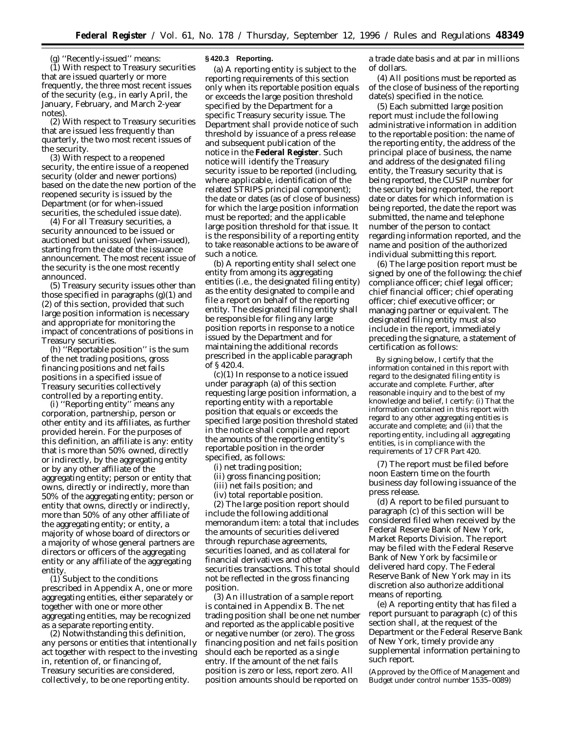(g) ''Recently-issued'' means:

(1) With respect to Treasury securities that are issued quarterly or more frequently, the three most recent issues of the security (e.g., in early April, the January, February, and March 2-year notes).

(2) With respect to Treasury securities that are issued less frequently than quarterly, the two most recent issues of the security.

(3) With respect to a reopened security, the entire issue of a reopened security (older and newer portions) based on the date the new portion of the reopened security is issued by the Department (or for when-issued securities, the scheduled issue date).

(4) For all Treasury securities, a security announced to be issued or auctioned but unissued (when-issued), starting from the date of the issuance announcement. The most recent issue of the security is the one most recently announced.

(5) Treasury security issues other than those specified in paragraphs (g)(1) and (2) of this section, provided that such large position information is necessary and appropriate for monitoring the impact of concentrations of positions in Treasury securities.

(h) ''Reportable position'' is the sum of the net trading positions, gross financing positions and net fails positions in a specified issue of Treasury securities collectively controlled by a reporting entity.

(i) ''Reporting entity'' means any corporation, partnership, person or other entity and its affiliates, as further provided herein. For the purposes of this definition, an affiliate is any: entity that is more than 50% owned, directly or indirectly, by the aggregating entity or by any other affiliate of the aggregating entity; person or entity that owns, directly or indirectly, more than 50% of the aggregating entity; person or entity that owns, directly or indirectly, more than 50% of any other affiliate of the aggregating entity; or entity, a majority of whose board of directors or a majority of whose general partners are directors or officers of the aggregating entity or any affiliate of the aggregating entity.

(1) Subject to the conditions prescribed in Appendix A, one or more aggregating entities, either separately or together with one or more other aggregating entities, may be recognized as a separate reporting entity.

(2) Notwithstanding this definition, any persons or entities that intentionally act together with respect to the investing in, retention of, or financing of, Treasury securities are considered, collectively, to be one reporting entity.

**§ 420.3 Reporting.**

(a) A reporting entity is subject to the reporting requirements of this section only when its reportable position equals or exceeds the large position threshold specified by the Department for a specific Treasury security issue. The Department shall provide notice of such threshold by issuance of a press release and subsequent publication of the notice in the **Federal Register**. Such notice will identify the Treasury security issue to be reported (including, where applicable, identification of the related STRIPS principal component); the date or dates (as of close of business) for which the large position information must be reported; and the applicable large position threshold for that issue. It is the responsibility of a reporting entity to take reasonable actions to be aware of such a notice.

(b) A reporting entity shall select one entity from among its aggregating entities (i.e., the designated filing entity) as the entity designated to compile and file a report on behalf of the reporting entity. The designated filing entity shall be responsible for filing any large position reports in response to a notice issued by the Department and for maintaining the additional records prescribed in the applicable paragraph of § 420.4.

(c)(1) In response to a notice issued under paragraph (a) of this section requesting large position information, a reporting entity with a reportable position that equals or exceeds the specified large position threshold stated in the notice shall compile and report the amounts of the reporting entity's reportable position in the order specified, as follows:

(i) net trading position;

(ii) gross financing position;

(iii) net fails position; and

(iv) total reportable position.

(2) The large position report should include the following additional memorandum item: a total that includes the amounts of securities delivered through repurchase agreements, securities loaned, and as collateral for financial derivatives and other securities transactions. This total should not be reflected in the gross financing position.

(3) An illustration of a sample report is contained in Appendix B. The net trading position shall be one net number and reported as the applicable positive or negative number (or zero). The gross financing position and net fails position should each be reported as a single entry. If the amount of the net fails position is zero or less, report zero. All position amounts should be reported on a trade date basis and at par in millions of dollars.

(4) All positions must be reported as of the close of business of the reporting date(s) specified in the notice.

(5) Each submitted large position report must include the following administrative information in addition to the reportable position: the name of the reporting entity, the address of the principal place of business, the name and address of the designated filing entity, the Treasury security that is being reported, the CUSIP number for the security being reported, the report date or dates for which information is being reported, the date the report was submitted, the name and telephone number of the person to contact regarding information reported, and the name and position of the authorized individual submitting this report.

(6) The large position report must be signed by one of the following: the chief compliance officer; chief legal officer; chief financial officer; chief operating officer; chief executive officer; or managing partner or equivalent. The designated filing entity must also include in the report, immediately preceding the signature, a statement of certification as follows:

> By signing below, I certify that the information contained in this report with regard to the designated filing entity is accurate and complete. Further, after reasonable inquiry and to the best of my knowledge and belief, I certify: (i) That the information contained in this report with regard to any other aggregating entities is accurate and complete; and (ii) that the reporting entity, including all aggregating entities, is in compliance with the requirements of 17 CFR Part 420.

(7) The report must be filed before noon Eastern time on the fourth business day following issuance of the press release.

(d) A report to be filed pursuant to paragraph (c) of this section will be considered filed when received by the Federal Reserve Bank of New York, Market Reports Division. The report may be filed with the Federal Reserve Bank of New York by facsimile or delivered hard copy. The Federal Reserve Bank of New York may in its discretion also authorize additional means of reporting.

(e) A reporting entity that has filed a report pursuant to paragraph (c) of this section shall, at the request of the Department or the Federal Reserve Bank of New York, timely provide any supplemental information pertaining to such report.

(Approved by the Office of Management and Budget under control number 1535–0089)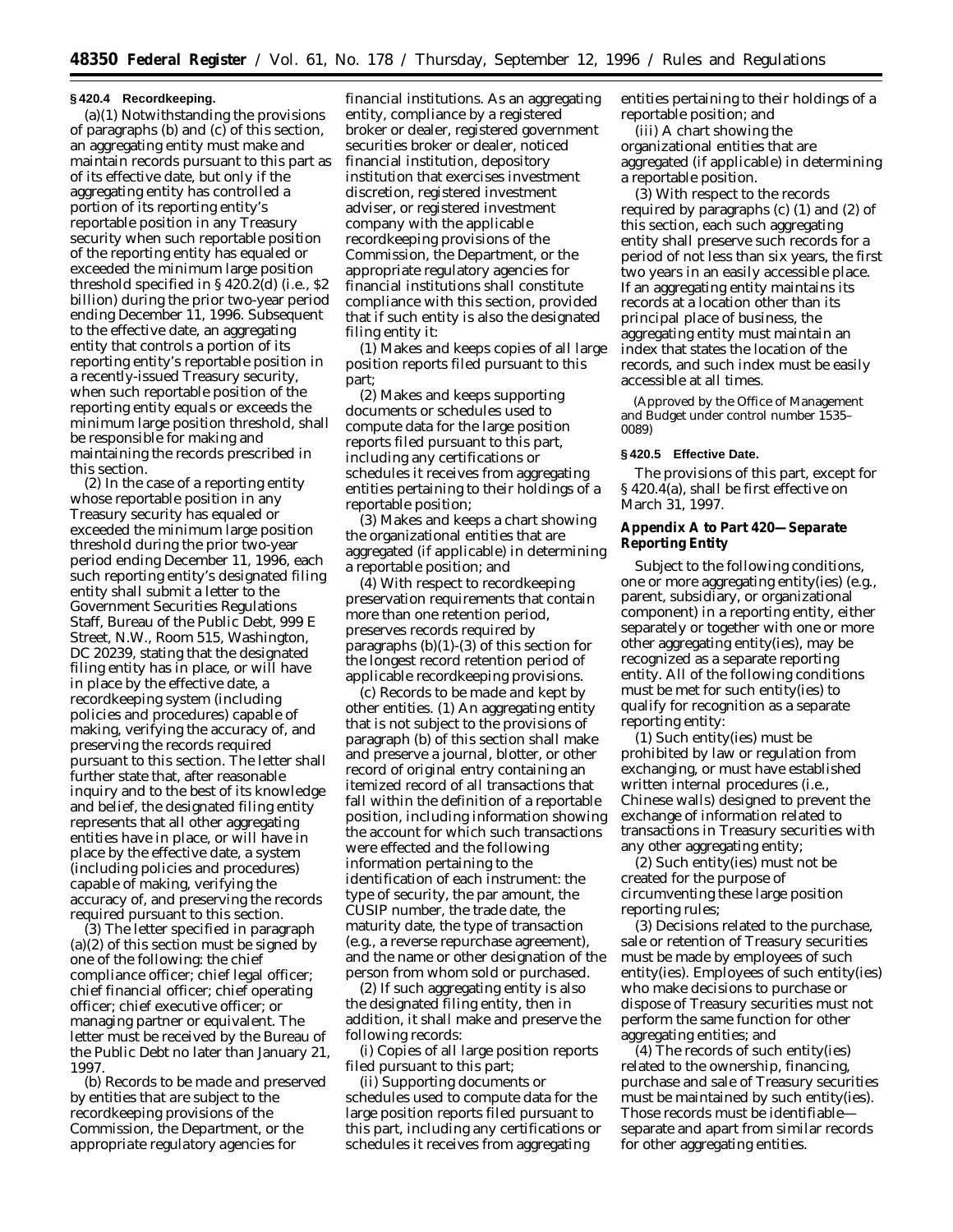**§ 420.4 Recordkeeping.**

(a)(1) Notwithstanding the provisions of paragraphs (b) and (c) of this section, an aggregating entity must make and maintain records pursuant to this part as of its effective date, but only if the aggregating entity has controlled a portion of its reporting entity's reportable position in any Treasury security when such reportable position of the reporting entity has equaled or exceeded the minimum large position threshold specified in § 420.2(d) (i.e., $2 billion) during the prior two-year period ending December 11, 1996. Subsequent to the effective date, an aggregating entity that controls a portion of its reporting entity's reportable position in a recently-issued Treasury security, when such reportable position of the reporting entity equals or exceeds the minimum large position threshold, shall be responsible for making and maintaining the records prescribed in this section.

(2) In the case of a reporting entity whose reportable position in any Treasury security has equaled or exceeded the minimum large position threshold during the prior two-year period ending December 11, 1996, each such reporting entity's designated filing entity shall submit a letter to the Government Securities Regulations Staff, Bureau of the Public Debt, 999 E Street, N.W., Room 515, Washington, DC 20239, stating that the designated filing entity has in place, or will have in place by the effective date, a recordkeeping system (including policies and procedures) capable of making, verifying the accuracy of, and preserving the records required pursuant to this section. The letter shall further state that, after reasonable inquiry and to the best of its knowledge and belief, the designated filing entity represents that all other aggregating entities have in place, or will have in place by the effective date, a system (including policies and procedures) capable of making, verifying the accuracy of, and preserving the records required pursuant to this section.

(3) The letter specified in paragraph (a)(2) of this section must be signed by one of the following: the chief compliance officer; chief legal officer; chief financial officer; chief operating officer; chief executive officer; or managing partner or equivalent. The letter must be received by the Bureau of the Public Debt no later than January 21, 1997.

(b) Records to be made and preserved by entities that are subject to the recordkeeping provisions of the Commission, the Department, or the appropriate regulatory agencies for financial institutions. As an aggregating entity, compliance by a registered broker or dealer, registered government securities broker or dealer, noticed financial institution, depository institution that exercises investment discretion, registered investment adviser, or registered investment company with the applicable recordkeeping provisions of the Commission, the Department, or the appropriate regulatory agencies for financial institutions shall constitute compliance with this section, provided that if such entity is also the designated filing entity it:

(1) Makes and keeps copies of all large position reports filed pursuant to this part;

(2) Makes and keeps supporting documents or schedules used to compute data for the large position reports filed pursuant to this part, including any certifications or schedules it receives from aggregating entities pertaining to their holdings of a reportable position;

(3) Makes and keeps a chart showing the organizational entities that are aggregated (if applicable) in determining a reportable position; and

(4) With respect to recordkeeping preservation requirements that contain more than one retention period, preserves records required by paragraphs (b)(1)-(3) of this section for the longest record retention period of applicable recordkeeping provisions.

(c) Records to be made and kept by other entities. (1) An aggregating entity that is not subject to the provisions of paragraph (b) of this section shall make and preserve a journal, blotter, or other record of original entry containing an itemized record of all transactions that fall within the definition of a reportable position, including information showing the account for which such transactions were effected and the following information pertaining to the identification of each instrument: the type of security, the par amount, the CUSIP number, the trade date, the maturity date, the type of transaction (e.g., a reverse repurchase agreement), and the name or other designation of the person from whom sold or purchased.

(2) If such aggregating entity is also the designated filing entity, then in addition, it shall make and preserve the following records:

(i) Copies of all large position reports filed pursuant to this part;

(ii) Supporting documents or schedules used to compute data for the large position reports filed pursuant to this part, including any certifications or schedules it receives from aggregating entities pertaining to their holdings of a reportable position; and

(iii) A chart showing the organizational entities that are aggregated (if applicable) in determining a reportable position.

(3) With respect to the records required by paragraphs (c) (1) and (2) of this section, each such aggregating entity shall preserve such records for a period of not less than six years, the first two years in an easily accessible place. If an aggregating entity maintains its records at a location other than its principal place of business, the aggregating entity must maintain an index that states the location of the records, and such index must be easily accessible at all times.

(Approved by the Office of Management and Budget under control number 1535–0089)

**§ 420.5 Effective Date.**

The provisions of this part, except for § 420.4(a), shall be first effective on March 31, 1997.

**Appendix A to Part 420—Separate Reporting Entity**

Subject to the following conditions, one or more aggregating entity(ies) (e.g., parent, subsidiary, or organizational component) in a reporting entity, either separately or together with one or more other aggregating entity(ies), may be recognized as a separate reporting entity. All of the following conditions must be met for such entity(ies) to qualify for recognition as a separate reporting entity:

(1) Such entity(ies) must be prohibited by law or regulation from exchanging, or must have established written internal procedures (i.e., Chinese walls) designed to prevent the exchange of information related to transactions in Treasury securities with any other aggregating entity;

(2) Such entity(ies) must not be created for the purpose of circumventing these large position reporting rules;

(3) Decisions related to the purchase, sale or retention of Treasury securities must be made by employees of such entity(ies). Employees of such entity(ies) who make decisions to purchase or dispose of Treasury securities must not perform the same function for other aggregating entities; and

(4) The records of such entity(ies) related to the ownership, financing, purchase and sale of Treasury securities must be maintained by such entity(ies). Those records must be identifiable—separate and apart from similar records for other aggregating entities.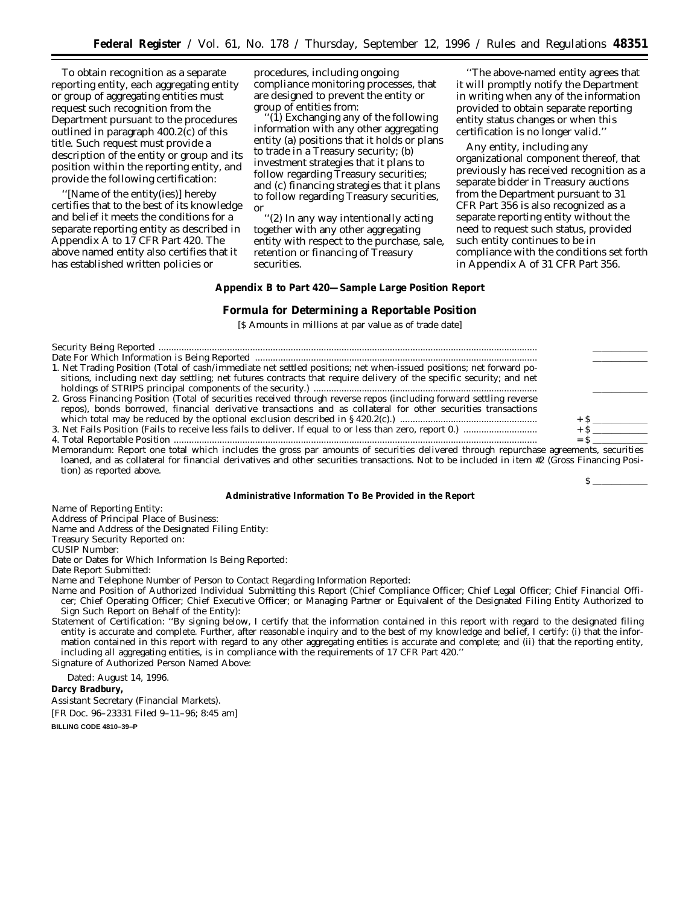To obtain recognition as a separate reporting entity, each aggregating entity or group of aggregating entities must request such recognition from the Department pursuant to the procedures outlined in paragraph 400.2(c) of this title. Such request must provide a description of the entity or group and its position within the reporting entity, and provide the following certification:

''[Name of the entity(ies)] hereby certifies that to the best of its knowledge and belief it meets the conditions for a separate reporting entity as described in Appendix A to 17 CFR Part 420. The above named entity also certifies that it has established written policies or procedures, including ongoing compliance monitoring processes, that are designed to prevent the entity or group of entities from:

''(1) Exchanging any of the following information with any other aggregating entity (a) positions that it holds or plans to trade in a Treasury security; (b) investment strategies that it plans to follow regarding Treasury securities; and (c) financing strategies that it plans to follow regarding Treasury securities, or

''(2) In any way intentionally acting together with any other aggregating entity with respect to the purchase, sale, retention or financing of Treasury securities.

''The above-named entity agrees that it will promptly notify the Department in writing when any of the information provided to obtain separate reporting entity status changes or when this certification is no longer valid.''

Any entity, including any organizational component thereof, that previously has received recognition as a separate bidder in Treasury auctions from the Department pursuant to 31 CFR Part 356 is also recognized as a separate reporting entity without the need to request such status, provided such entity continues to be in compliance with the conditions set forth in Appendix A of 31 CFR Part 356.

## Appendix B to Part 420—Sample Large Position Report

### Formula for Determining a Reportable Position

[$ Amounts in millions at par value as of trade date]

| | |
|---|---|
| Security Being Reported | ________ |
| Date For Which Information is Being Reported | ________ |
| 1. Net Trading Position (Total of cash/immediate net settled positions; net when-issued positions; net forward positions, including next day settling; net futures contracts that require delivery of the specific security; and net holdings of STRIPS principal components of the security.) | ________ |
| 2. Gross Financing Position (Total of securities received through reverse repos (including forward settling reverse repos), bonds borrowed, financial derivative transactions and as collateral for other securities transactions which total may be reduced by the optional exclusion described in § 420.2(c).) | + $ ________ |
| 3. Net Fails Position (Fails to receive less fails to deliver. If equal to or less than zero, report 0.) | + $ ________ |
| 4. Total Reportable Position | = $ ________ |

Memorandum: Report one total which includes the gross par amounts of securities delivered through repurchase agreements, securities loaned, and as collateral for financial derivatives and other securities transactions. Not to be included in item #2 (Gross Financing Position) as reported above. $ ________

#### Administrative Information To Be Provided in the Report

Name of Reporting Entity:

Address of Principal Place of Business:

Name and Address of the Designated Filing Entity:

Treasury Security Reported on:

CUSIP Number:

Date or Dates for Which Information Is Being Reported:

Date Report Submitted:

Name and Telephone Number of Person to Contact Regarding Information Reported:

Name and Position of Authorized Individual Submitting this Report (Chief Compliance Officer; Chief Legal Officer; Chief Financial Officer; Chief Operating Officer; Chief Executive Officer; or Managing Partner or Equivalent of the Designated Filing Entity Authorized to Sign Such Report on Behalf of the Entity):

Statement of Certification: ''By signing below, I certify that the information contained in this report with regard to the designated filing entity is accurate and complete. Further, after reasonable inquiry and to the best of my knowledge and belief, I certify: (i) that the information contained in this report with regard to any other aggregating entities is accurate and complete; and (ii) that the reporting entity, including all aggregating entities, is in compliance with the requirements of 17 CFR Part 420.''

Signature of Authorized Person Named Above:

Dated: August 14, 1996.

**Darcy Bradbury,**

Assistant Secretary (Financial Markets).

[FR Doc. 96–23331 Filed 9–11–96; 8:45 am]

BILLING CODE 4810–39–P